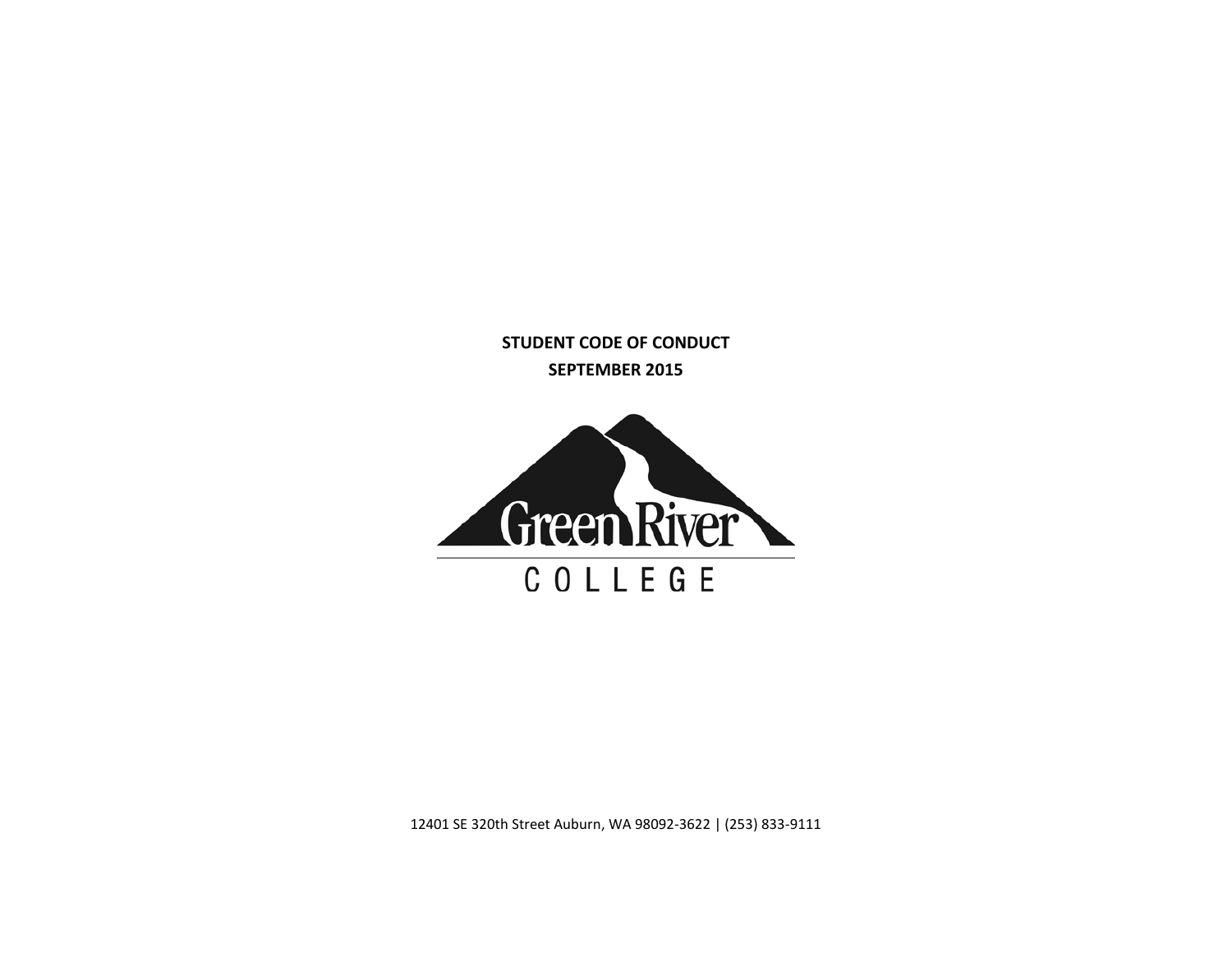# STUDENT CODE OF CONDUCT
## SEPTEMBER 2015

Green River

COLLEGE

12401 SE 320th Street Auburn, WA 98092-3622 | (253) 833-9111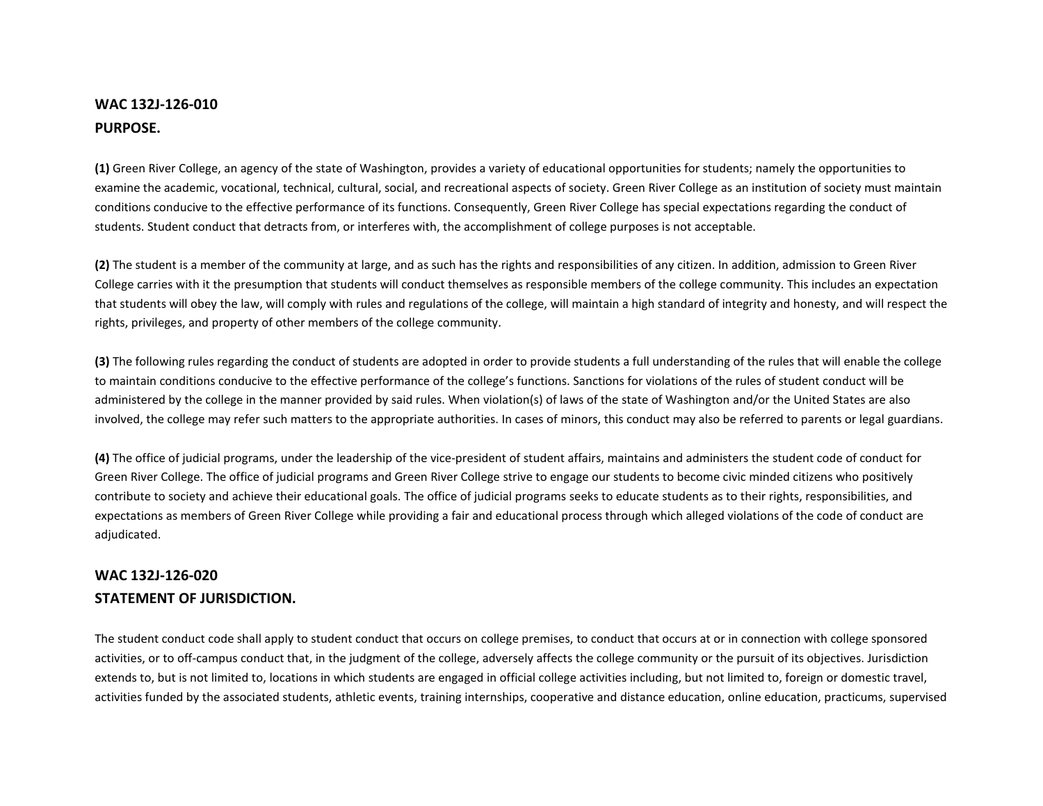## WAC 132J-126-010
## PURPOSE.

**(1)** Green River College, an agency of the state of Washington, provides a variety of educational opportunities for students; namely the opportunities to examine the academic, vocational, technical, cultural, social, and recreational aspects of society. Green River College as an institution of society must maintain conditions conducive to the effective performance of its functions. Consequently, Green River College has special expectations regarding the conduct of students. Student conduct that detracts from, or interferes with, the accomplishment of college purposes is not acceptable.

**(2)** The student is a member of the community at large, and as such has the rights and responsibilities of any citizen. In addition, admission to Green River College carries with it the presumption that students will conduct themselves as responsible members of the college community. This includes an expectation that students will obey the law, will comply with rules and regulations of the college, will maintain a high standard of integrity and honesty, and will respect the rights, privileges, and property of other members of the college community.

**(3)** The following rules regarding the conduct of students are adopted in order to provide students a full understanding of the rules that will enable the college to maintain conditions conducive to the effective performance of the college's functions. Sanctions for violations of the rules of student conduct will be administered by the college in the manner provided by said rules. When violation(s) of laws of the state of Washington and/or the United States are also involved, the college may refer such matters to the appropriate authorities. In cases of minors, this conduct may also be referred to parents or legal guardians.

**(4)** The office of judicial programs, under the leadership of the vice-president of student affairs, maintains and administers the student code of conduct for Green River College. The office of judicial programs and Green River College strive to engage our students to become civic minded citizens who positively contribute to society and achieve their educational goals. The office of judicial programs seeks to educate students as to their rights, responsibilities, and expectations as members of Green River College while providing a fair and educational process through which alleged violations of the code of conduct are adjudicated.

## WAC 132J-126-020
## STATEMENT OF JURISDICTION.

The student conduct code shall apply to student conduct that occurs on college premises, to conduct that occurs at or in connection with college sponsored activities, or to off-campus conduct that, in the judgment of the college, adversely affects the college community or the pursuit of its objectives. Jurisdiction extends to, but is not limited to, locations in which students are engaged in official college activities including, but not limited to, foreign or domestic travel, activities funded by the associated students, athletic events, training internships, cooperative and distance education, online education, practicums, supervised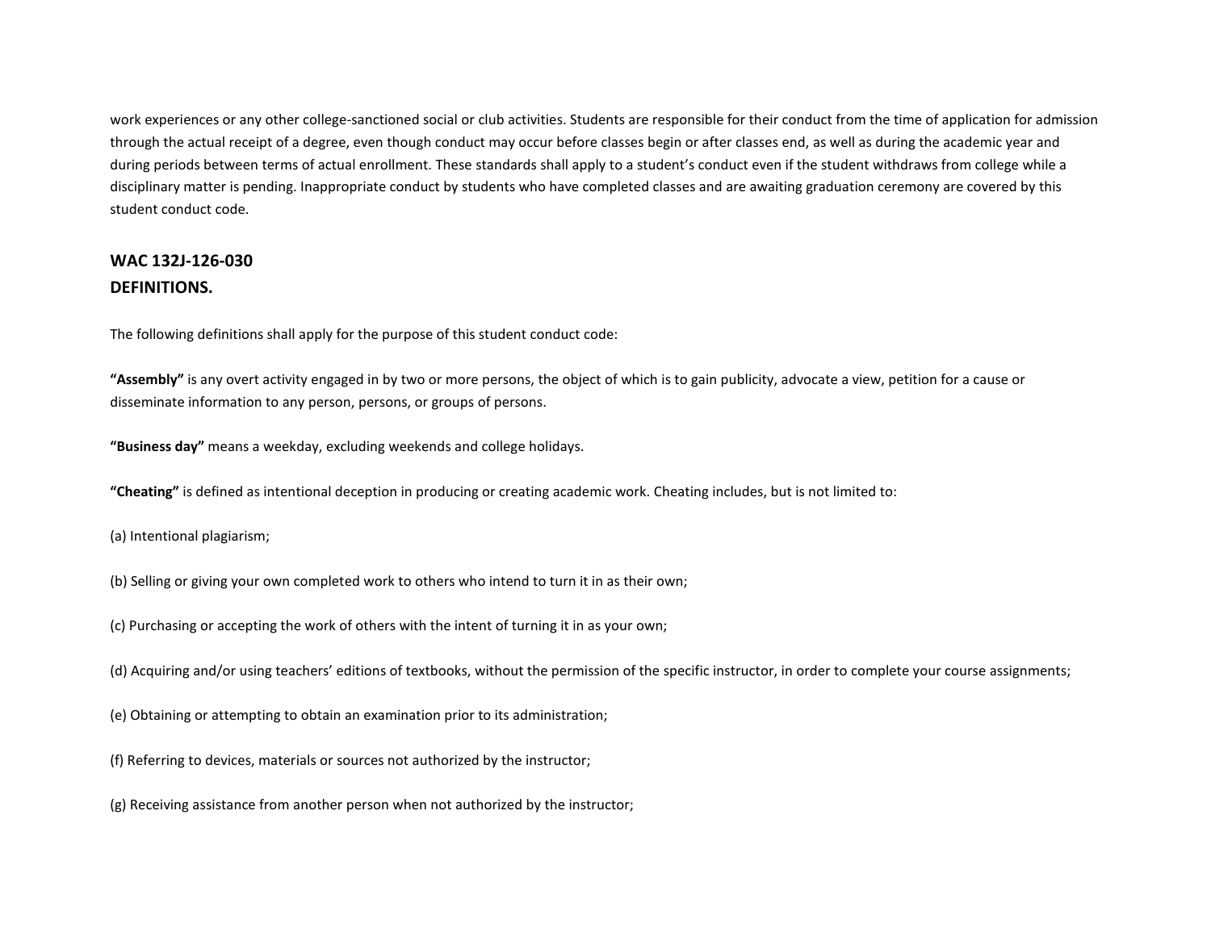work experiences or any other college-sanctioned social or club activities. Students are responsible for their conduct from the time of application for admission through the actual receipt of a degree, even though conduct may occur before classes begin or after classes end, as well as during the academic year and during periods between terms of actual enrollment. These standards shall apply to a student's conduct even if the student withdraws from college while a disciplinary matter is pending. Inappropriate conduct by students who have completed classes and are awaiting graduation ceremony are covered by this student conduct code.

## WAC 132J-126-030
## DEFINITIONS.

The following definitions shall apply for the purpose of this student conduct code:

**"Assembly"** is any overt activity engaged in by two or more persons, the object of which is to gain publicity, advocate a view, petition for a cause or disseminate information to any person, persons, or groups of persons.

**"Business day"** means a weekday, excluding weekends and college holidays.

**"Cheating"** is defined as intentional deception in producing or creating academic work. Cheating includes, but is not limited to:

(a) Intentional plagiarism;

(b) Selling or giving your own completed work to others who intend to turn it in as their own;

(c) Purchasing or accepting the work of others with the intent of turning it in as your own;

(d) Acquiring and/or using teachers' editions of textbooks, without the permission of the specific instructor, in order to complete your course assignments;

(e) Obtaining or attempting to obtain an examination prior to its administration;

(f) Referring to devices, materials or sources not authorized by the instructor;

(g) Receiving assistance from another person when not authorized by the instructor;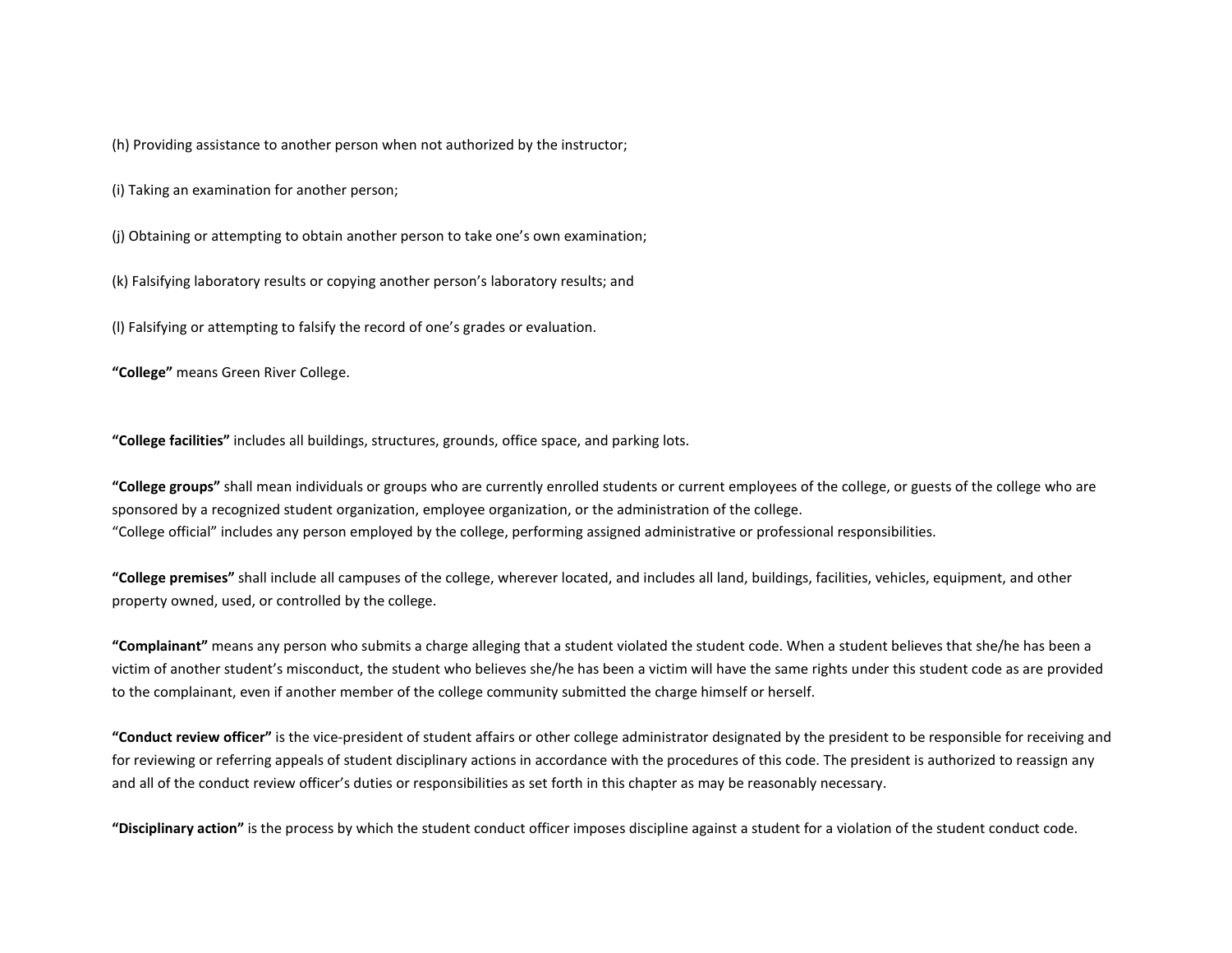(h) Providing assistance to another person when not authorized by the instructor;

(i) Taking an examination for another person;

(j) Obtaining or attempting to obtain another person to take one's own examination;

(k) Falsifying laboratory results or copying another person's laboratory results; and

(l) Falsifying or attempting to falsify the record of one's grades or evaluation.

**"College"** means Green River College.

**"College facilities"** includes all buildings, structures, grounds, office space, and parking lots.

**"College groups"** shall mean individuals or groups who are currently enrolled students or current employees of the college, or guests of the college who are sponsored by a recognized student organization, employee organization, or the administration of the college.
"College official" includes any person employed by the college, performing assigned administrative or professional responsibilities.

**"College premises"** shall include all campuses of the college, wherever located, and includes all land, buildings, facilities, vehicles, equipment, and other property owned, used, or controlled by the college.

**"Complainant"** means any person who submits a charge alleging that a student violated the student code. When a student believes that she/he has been a victim of another student's misconduct, the student who believes she/he has been a victim will have the same rights under this student code as are provided to the complainant, even if another member of the college community submitted the charge himself or herself.

**"Conduct review officer"** is the vice-president of student affairs or other college administrator designated by the president to be responsible for receiving and for reviewing or referring appeals of student disciplinary actions in accordance with the procedures of this code. The president is authorized to reassign any and all of the conduct review officer's duties or responsibilities as set forth in this chapter as may be reasonably necessary.

**"Disciplinary action"** is the process by which the student conduct officer imposes discipline against a student for a violation of the student conduct code.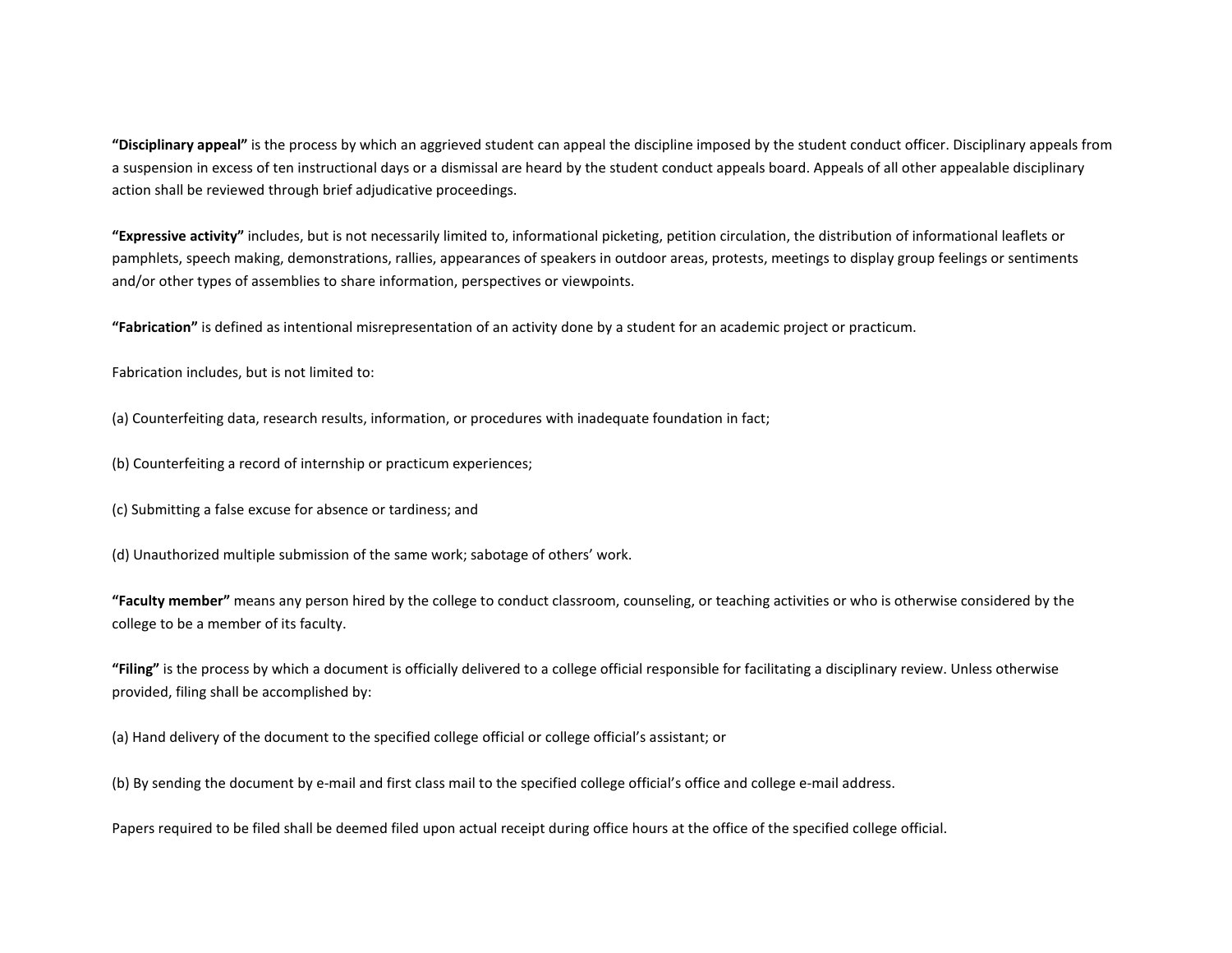**"Disciplinary appeal"** is the process by which an aggrieved student can appeal the discipline imposed by the student conduct officer. Disciplinary appeals from a suspension in excess of ten instructional days or a dismissal are heard by the student conduct appeals board. Appeals of all other appealable disciplinary action shall be reviewed through brief adjudicative proceedings.

**"Expressive activity"** includes, but is not necessarily limited to, informational picketing, petition circulation, the distribution of informational leaflets or pamphlets, speech making, demonstrations, rallies, appearances of speakers in outdoor areas, protests, meetings to display group feelings or sentiments and/or other types of assemblies to share information, perspectives or viewpoints.

**"Fabrication"** is defined as intentional misrepresentation of an activity done by a student for an academic project or practicum.

Fabrication includes, but is not limited to:

(a) Counterfeiting data, research results, information, or procedures with inadequate foundation in fact;

(b) Counterfeiting a record of internship or practicum experiences;

(c) Submitting a false excuse for absence or tardiness; and

(d) Unauthorized multiple submission of the same work; sabotage of others' work.

**"Faculty member"** means any person hired by the college to conduct classroom, counseling, or teaching activities or who is otherwise considered by the college to be a member of its faculty.

**"Filing"** is the process by which a document is officially delivered to a college official responsible for facilitating a disciplinary review. Unless otherwise provided, filing shall be accomplished by:

(a) Hand delivery of the document to the specified college official or college official's assistant; or

(b) By sending the document by e-mail and first class mail to the specified college official's office and college e-mail address.

Papers required to be filed shall be deemed filed upon actual receipt during office hours at the office of the specified college official.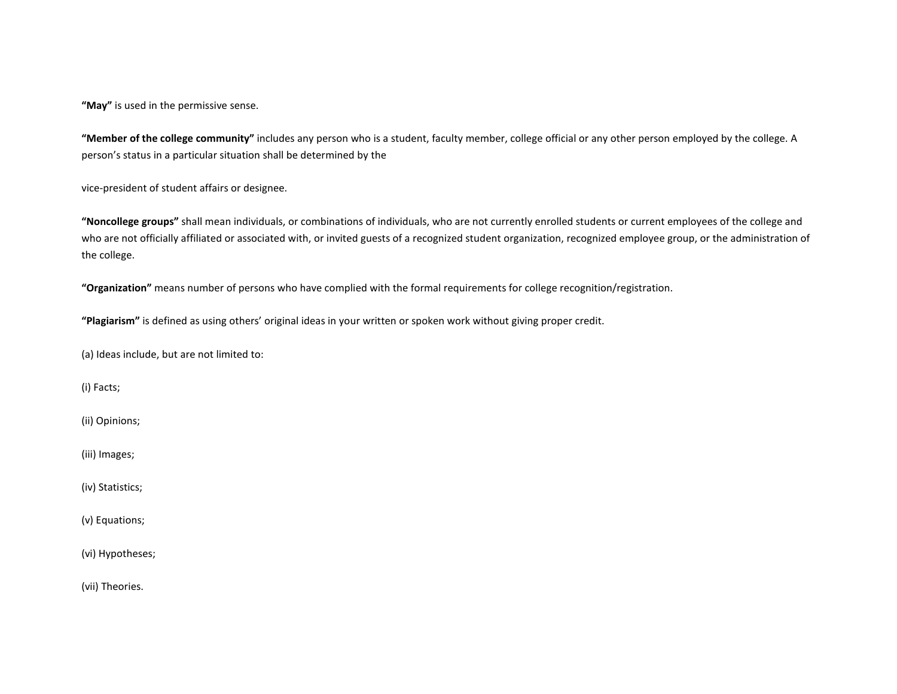**"May"** is used in the permissive sense.

**"Member of the college community"** includes any person who is a student, faculty member, college official or any other person employed by the college. A person's status in a particular situation shall be determined by the

vice-president of student affairs or designee.

**"Noncollege groups"** shall mean individuals, or combinations of individuals, who are not currently enrolled students or current employees of the college and who are not officially affiliated or associated with, or invited guests of a recognized student organization, recognized employee group, or the administration of the college.

**"Organization"** means number of persons who have complied with the formal requirements for college recognition/registration.

**"Plagiarism"** is defined as using others' original ideas in your written or spoken work without giving proper credit.

(a) Ideas include, but are not limited to:

(i) Facts;

(ii) Opinions;

(iii) Images;

(iv) Statistics;

(v) Equations;

(vi) Hypotheses;

(vii) Theories.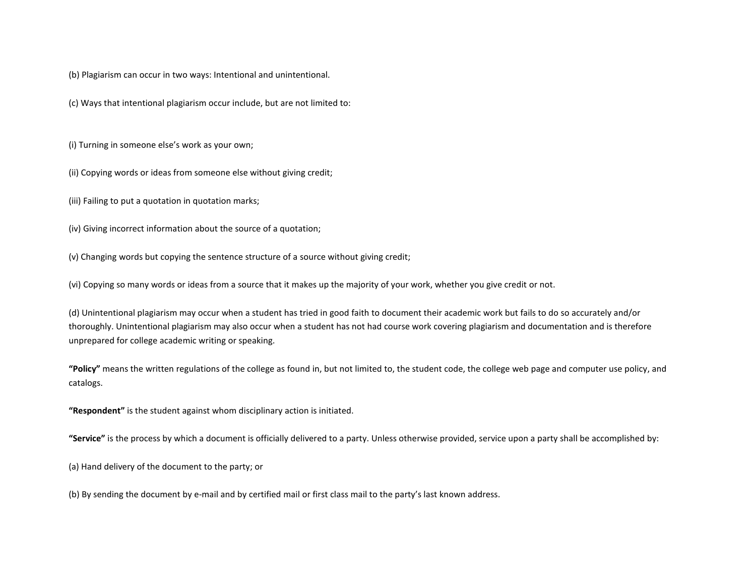(b) Plagiarism can occur in two ways: Intentional and unintentional.

(c) Ways that intentional plagiarism occur include, but are not limited to:

(i) Turning in someone else's work as your own;

(ii) Copying words or ideas from someone else without giving credit;

(iii) Failing to put a quotation in quotation marks;

(iv) Giving incorrect information about the source of a quotation;

(v) Changing words but copying the sentence structure of a source without giving credit;

(vi) Copying so many words or ideas from a source that it makes up the majority of your work, whether you give credit or not.

(d) Unintentional plagiarism may occur when a student has tried in good faith to document their academic work but fails to do so accurately and/or thoroughly. Unintentional plagiarism may also occur when a student has not had course work covering plagiarism and documentation and is therefore unprepared for college academic writing or speaking.

**"Policy"** means the written regulations of the college as found in, but not limited to, the student code, the college web page and computer use policy, and catalogs.

**"Respondent"** is the student against whom disciplinary action is initiated.

**"Service"** is the process by which a document is officially delivered to a party. Unless otherwise provided, service upon a party shall be accomplished by:

(a) Hand delivery of the document to the party; or

(b) By sending the document by e-mail and by certified mail or first class mail to the party's last known address.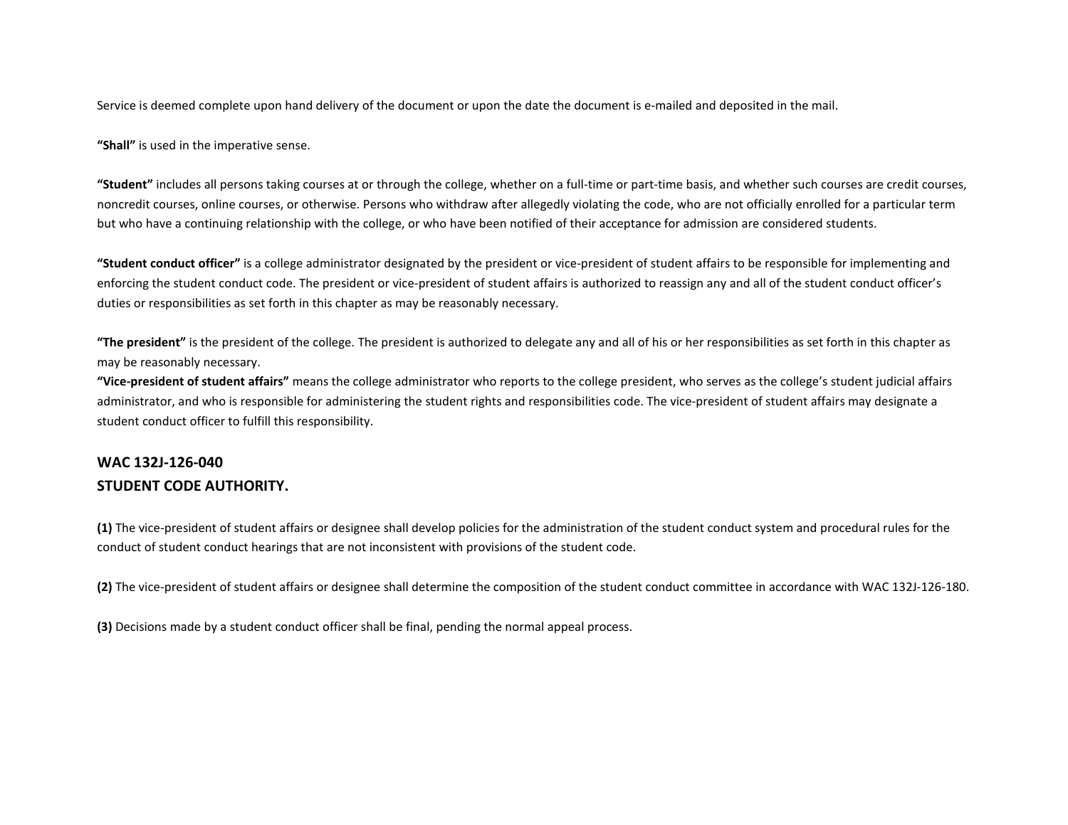Service is deemed complete upon hand delivery of the document or upon the date the document is e-mailed and deposited in the mail.

**"Shall"** is used in the imperative sense.

**"Student"** includes all persons taking courses at or through the college, whether on a full-time or part-time basis, and whether such courses are credit courses, noncredit courses, online courses, or otherwise. Persons who withdraw after allegedly violating the code, who are not officially enrolled for a particular term but who have a continuing relationship with the college, or who have been notified of their acceptance for admission are considered students.

**"Student conduct officer"** is a college administrator designated by the president or vice-president of student affairs to be responsible for implementing and enforcing the student conduct code. The president or vice-president of student affairs is authorized to reassign any and all of the student conduct officer's duties or responsibilities as set forth in this chapter as may be reasonably necessary.

**"The president"** is the president of the college. The president is authorized to delegate any and all of his or her responsibilities as set forth in this chapter as may be reasonably necessary.

**"Vice-president of student affairs"** means the college administrator who reports to the college president, who serves as the college's student judicial affairs administrator, and who is responsible for administering the student rights and responsibilities code. The vice-president of student affairs may designate a student conduct officer to fulfill this responsibility.

## WAC 132J-126-040
## STUDENT CODE AUTHORITY.

**(1)** The vice-president of student affairs or designee shall develop policies for the administration of the student conduct system and procedural rules for the conduct of student conduct hearings that are not inconsistent with provisions of the student code.

**(2)** The vice-president of student affairs or designee shall determine the composition of the student conduct committee in accordance with WAC 132J-126-180.

**(3)** Decisions made by a student conduct officer shall be final, pending the normal appeal process.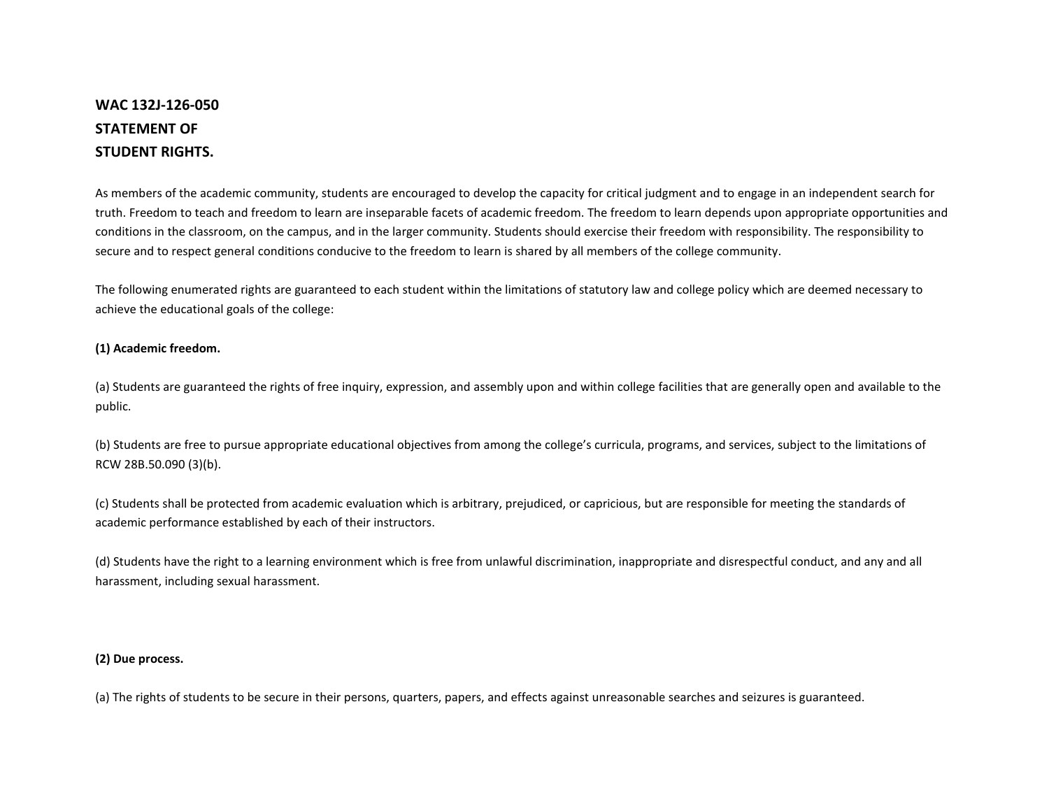**WAC 132J-126-050**
**STATEMENT OF**
**STUDENT RIGHTS.**

As members of the academic community, students are encouraged to develop the capacity for critical judgment and to engage in an independent search for truth. Freedom to teach and freedom to learn are inseparable facets of academic freedom. The freedom to learn depends upon appropriate opportunities and conditions in the classroom, on the campus, and in the larger community. Students should exercise their freedom with responsibility. The responsibility to secure and to respect general conditions conducive to the freedom to learn is shared by all members of the college community.

The following enumerated rights are guaranteed to each student within the limitations of statutory law and college policy which are deemed necessary to achieve the educational goals of the college:

**(1) Academic freedom.**

(a) Students are guaranteed the rights of free inquiry, expression, and assembly upon and within college facilities that are generally open and available to the public.

(b) Students are free to pursue appropriate educational objectives from among the college's curricula, programs, and services, subject to the limitations of RCW 28B.50.090 (3)(b).

(c) Students shall be protected from academic evaluation which is arbitrary, prejudiced, or capricious, but are responsible for meeting the standards of academic performance established by each of their instructors.

(d) Students have the right to a learning environment which is free from unlawful discrimination, inappropriate and disrespectful conduct, and any and all harassment, including sexual harassment.

**(2) Due process.**

(a) The rights of students to be secure in their persons, quarters, papers, and effects against unreasonable searches and seizures is guaranteed.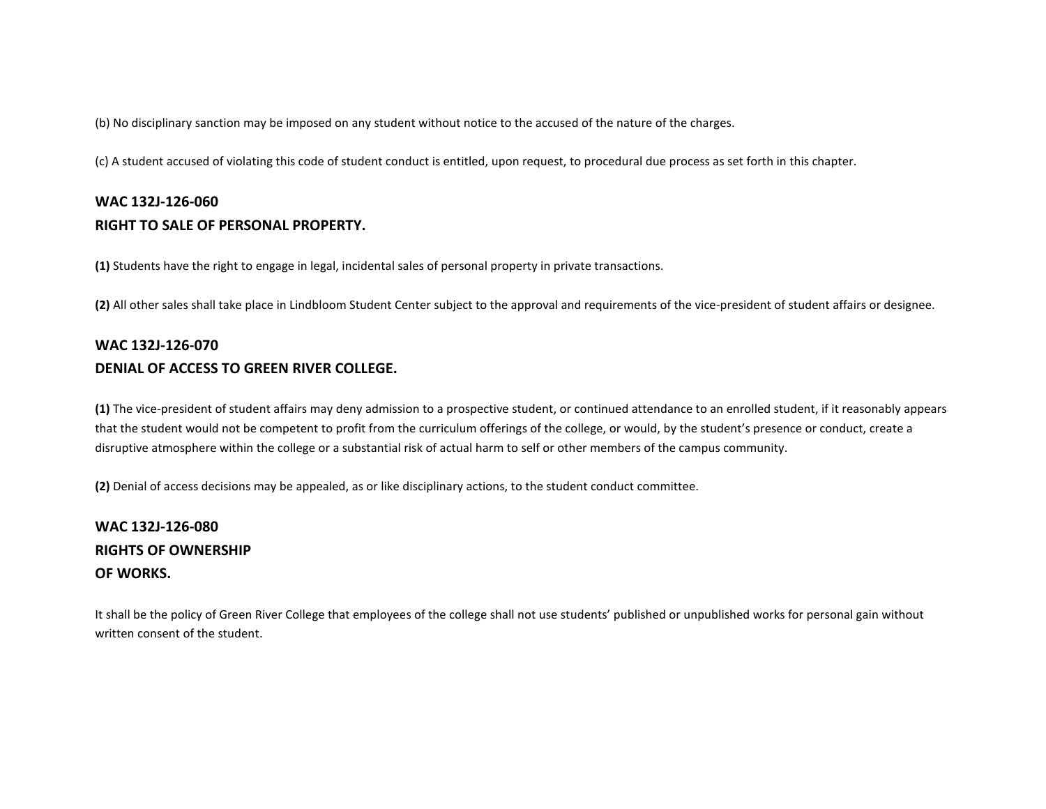(b) No disciplinary sanction may be imposed on any student without notice to the accused of the nature of the charges.

(c) A student accused of violating this code of student conduct is entitled, upon request, to procedural due process as set forth in this chapter.

## WAC 132J-126-060
## RIGHT TO SALE OF PERSONAL PROPERTY.

**(1)** Students have the right to engage in legal, incidental sales of personal property in private transactions.

**(2)** All other sales shall take place in Lindbloom Student Center subject to the approval and requirements of the vice-president of student affairs or designee.

## WAC 132J-126-070
## DENIAL OF ACCESS TO GREEN RIVER COLLEGE.

**(1)** The vice-president of student affairs may deny admission to a prospective student, or continued attendance to an enrolled student, if it reasonably appears that the student would not be competent to profit from the curriculum offerings of the college, or would, by the student's presence or conduct, create a disruptive atmosphere within the college or a substantial risk of actual harm to self or other members of the campus community.

**(2)** Denial of access decisions may be appealed, as or like disciplinary actions, to the student conduct committee.

## WAC 132J-126-080
## RIGHTS OF OWNERSHIP
## OF WORKS.

It shall be the policy of Green River College that employees of the college shall not use students' published or unpublished works for personal gain without written consent of the student.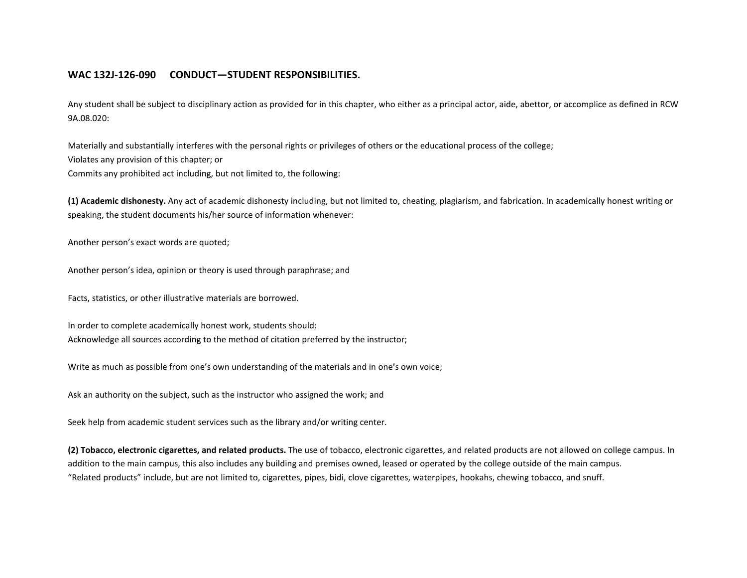## WAC 132J-126-090 CONDUCT—STUDENT RESPONSIBILITIES.

Any student shall be subject to disciplinary action as provided for in this chapter, who either as a principal actor, aide, abettor, or accomplice as defined in RCW 9A.08.020:

Materially and substantially interferes with the personal rights or privileges of others or the educational process of the college;
Violates any provision of this chapter; or
Commits any prohibited act including, but not limited to, the following:

**(1) Academic dishonesty.** Any act of academic dishonesty including, but not limited to, cheating, plagiarism, and fabrication. In academically honest writing or speaking, the student documents his/her source of information whenever:

Another person's exact words are quoted;

Another person's idea, opinion or theory is used through paraphrase; and

Facts, statistics, or other illustrative materials are borrowed.

In order to complete academically honest work, students should:
Acknowledge all sources according to the method of citation preferred by the instructor;

Write as much as possible from one's own understanding of the materials and in one's own voice;

Ask an authority on the subject, such as the instructor who assigned the work; and

Seek help from academic student services such as the library and/or writing center.

**(2) Tobacco, electronic cigarettes, and related products.** The use of tobacco, electronic cigarettes, and related products are not allowed on college campus. In addition to the main campus, this also includes any building and premises owned, leased or operated by the college outside of the main campus.
"Related products" include, but are not limited to, cigarettes, pipes, bidi, clove cigarettes, waterpipes, hookahs, chewing tobacco, and snuff.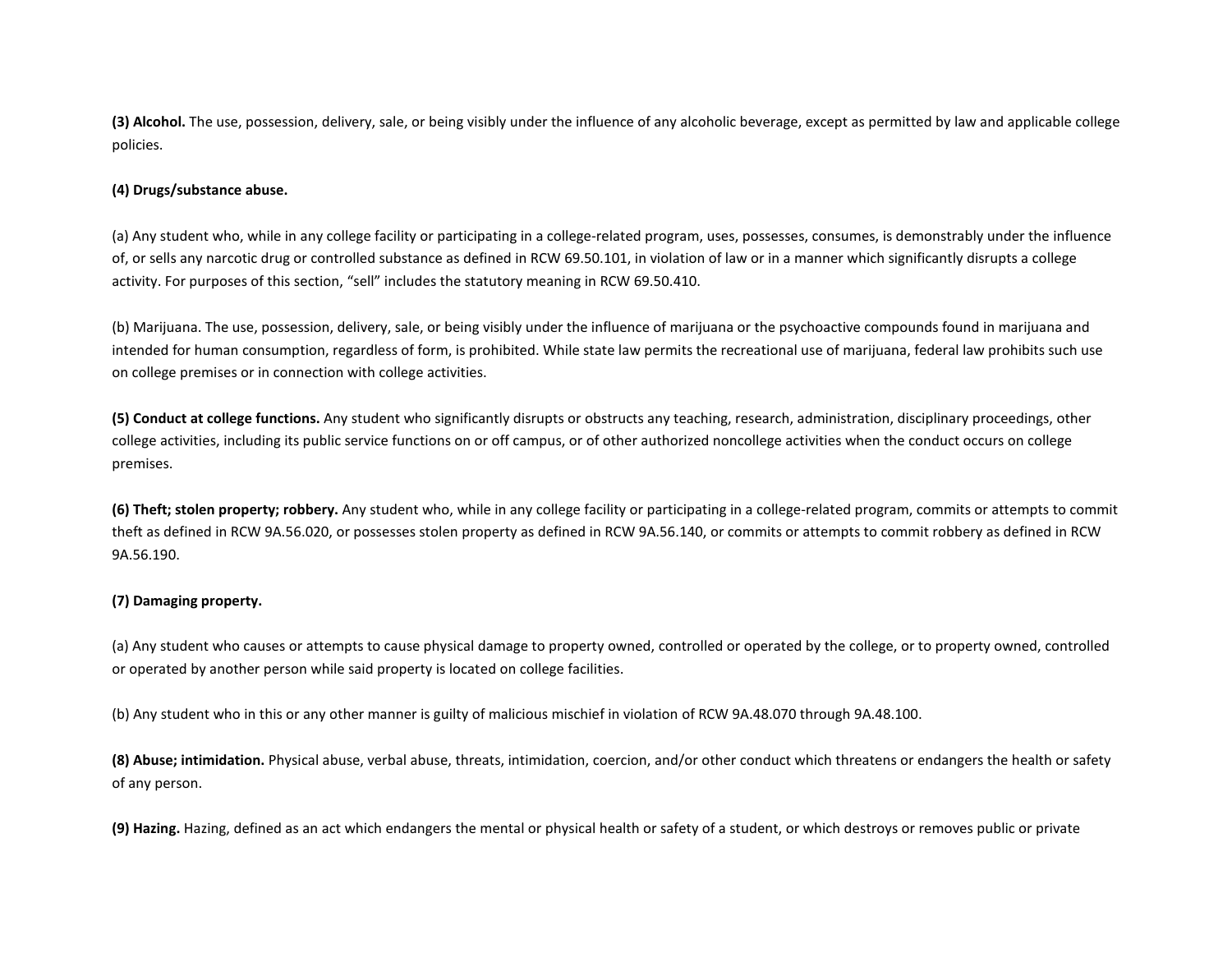**(3) Alcohol.** The use, possession, delivery, sale, or being visibly under the influence of any alcoholic beverage, except as permitted by law and applicable college policies.

**(4) Drugs/substance abuse.**

(a) Any student who, while in any college facility or participating in a college-related program, uses, possesses, consumes, is demonstrably under the influence of, or sells any narcotic drug or controlled substance as defined in RCW 69.50.101, in violation of law or in a manner which significantly disrupts a college activity. For purposes of this section, "sell" includes the statutory meaning in RCW 69.50.410.

(b) Marijuana. The use, possession, delivery, sale, or being visibly under the influence of marijuana or the psychoactive compounds found in marijuana and intended for human consumption, regardless of form, is prohibited. While state law permits the recreational use of marijuana, federal law prohibits such use on college premises or in connection with college activities.

**(5) Conduct at college functions.** Any student who significantly disrupts or obstructs any teaching, research, administration, disciplinary proceedings, other college activities, including its public service functions on or off campus, or of other authorized noncollege activities when the conduct occurs on college premises.

**(6) Theft; stolen property; robbery.** Any student who, while in any college facility or participating in a college-related program, commits or attempts to commit theft as defined in RCW 9A.56.020, or possesses stolen property as defined in RCW 9A.56.140, or commits or attempts to commit robbery as defined in RCW 9A.56.190.

**(7) Damaging property.**

(a) Any student who causes or attempts to cause physical damage to property owned, controlled or operated by the college, or to property owned, controlled or operated by another person while said property is located on college facilities.

(b) Any student who in this or any other manner is guilty of malicious mischief in violation of RCW 9A.48.070 through 9A.48.100.

**(8) Abuse; intimidation.** Physical abuse, verbal abuse, threats, intimidation, coercion, and/or other conduct which threatens or endangers the health or safety of any person.

**(9) Hazing.** Hazing, defined as an act which endangers the mental or physical health or safety of a student, or which destroys or removes public or private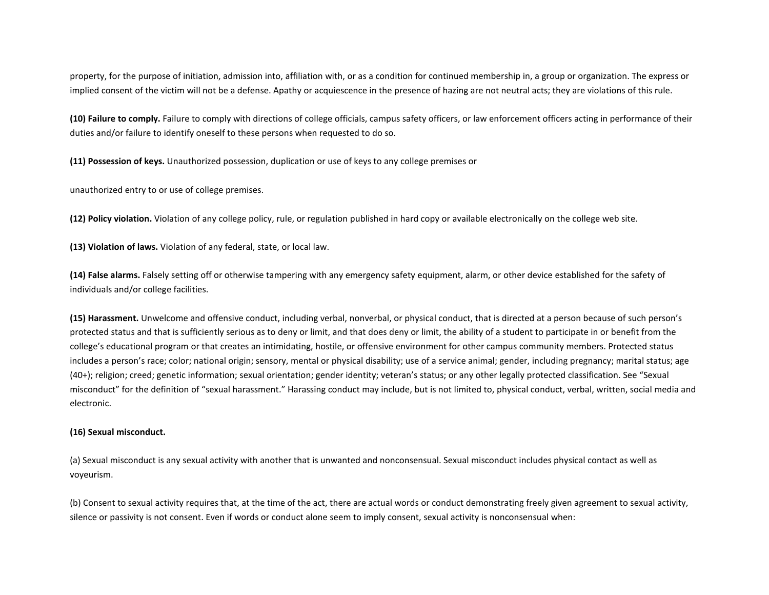property, for the purpose of initiation, admission into, affiliation with, or as a condition for continued membership in, a group or organization. The express or implied consent of the victim will not be a defense. Apathy or acquiescence in the presence of hazing are not neutral acts; they are violations of this rule.

**(10) Failure to comply.** Failure to comply with directions of college officials, campus safety officers, or law enforcement officers acting in performance of their duties and/or failure to identify oneself to these persons when requested to do so.

**(11) Possession of keys.** Unauthorized possession, duplication or use of keys to any college premises or

unauthorized entry to or use of college premises.

**(12) Policy violation.** Violation of any college policy, rule, or regulation published in hard copy or available electronically on the college web site.

**(13) Violation of laws.** Violation of any federal, state, or local law.

**(14) False alarms.** Falsely setting off or otherwise tampering with any emergency safety equipment, alarm, or other device established for the safety of individuals and/or college facilities.

**(15) Harassment.** Unwelcome and offensive conduct, including verbal, nonverbal, or physical conduct, that is directed at a person because of such person's protected status and that is sufficiently serious as to deny or limit, and that does deny or limit, the ability of a student to participate in or benefit from the college's educational program or that creates an intimidating, hostile, or offensive environment for other campus community members. Protected status includes a person's race; color; national origin; sensory, mental or physical disability; use of a service animal; gender, including pregnancy; marital status; age (40+); religion; creed; genetic information; sexual orientation; gender identity; veteran's status; or any other legally protected classification. See "Sexual misconduct" for the definition of "sexual harassment." Harassing conduct may include, but is not limited to, physical conduct, verbal, written, social media and electronic.

**(16) Sexual misconduct.**

(a) Sexual misconduct is any sexual activity with another that is unwanted and nonconsensual. Sexual misconduct includes physical contact as well as voyeurism.

(b) Consent to sexual activity requires that, at the time of the act, there are actual words or conduct demonstrating freely given agreement to sexual activity, silence or passivity is not consent. Even if words or conduct alone seem to imply consent, sexual activity is nonconsensual when: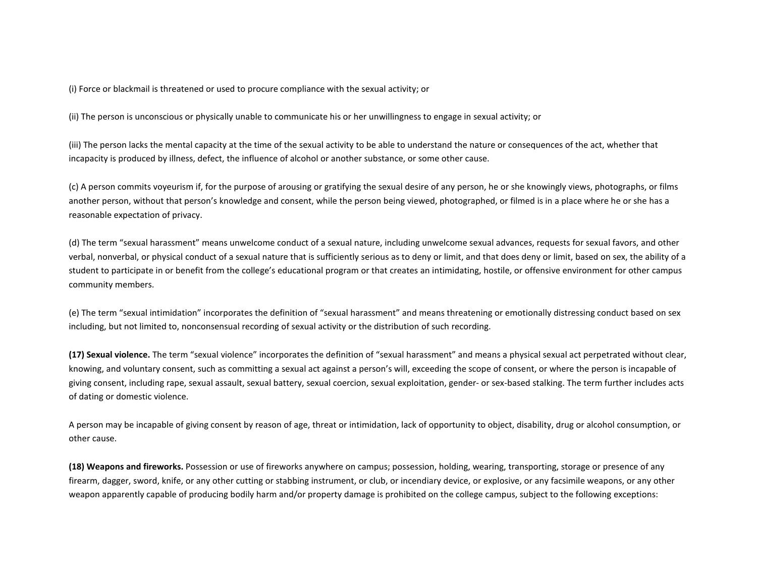(i) Force or blackmail is threatened or used to procure compliance with the sexual activity; or

(ii) The person is unconscious or physically unable to communicate his or her unwillingness to engage in sexual activity; or

(iii) The person lacks the mental capacity at the time of the sexual activity to be able to understand the nature or consequences of the act, whether that incapacity is produced by illness, defect, the influence of alcohol or another substance, or some other cause.

(c) A person commits voyeurism if, for the purpose of arousing or gratifying the sexual desire of any person, he or she knowingly views, photographs, or films another person, without that person's knowledge and consent, while the person being viewed, photographed, or filmed is in a place where he or she has a reasonable expectation of privacy.

(d) The term "sexual harassment" means unwelcome conduct of a sexual nature, including unwelcome sexual advances, requests for sexual favors, and other verbal, nonverbal, or physical conduct of a sexual nature that is sufficiently serious as to deny or limit, and that does deny or limit, based on sex, the ability of a student to participate in or benefit from the college's educational program or that creates an intimidating, hostile, or offensive environment for other campus community members.

(e) The term "sexual intimidation" incorporates the definition of "sexual harassment" and means threatening or emotionally distressing conduct based on sex including, but not limited to, nonconsensual recording of sexual activity or the distribution of such recording.

**(17) Sexual violence.** The term "sexual violence" incorporates the definition of "sexual harassment" and means a physical sexual act perpetrated without clear, knowing, and voluntary consent, such as committing a sexual act against a person's will, exceeding the scope of consent, or where the person is incapable of giving consent, including rape, sexual assault, sexual battery, sexual coercion, sexual exploitation, gender- or sex-based stalking. The term further includes acts of dating or domestic violence.

A person may be incapable of giving consent by reason of age, threat or intimidation, lack of opportunity to object, disability, drug or alcohol consumption, or other cause.

**(18) Weapons and fireworks.** Possession or use of fireworks anywhere on campus; possession, holding, wearing, transporting, storage or presence of any firearm, dagger, sword, knife, or any other cutting or stabbing instrument, or club, or incendiary device, or explosive, or any facsimile weapons, or any other weapon apparently capable of producing bodily harm and/or property damage is prohibited on the college campus, subject to the following exceptions: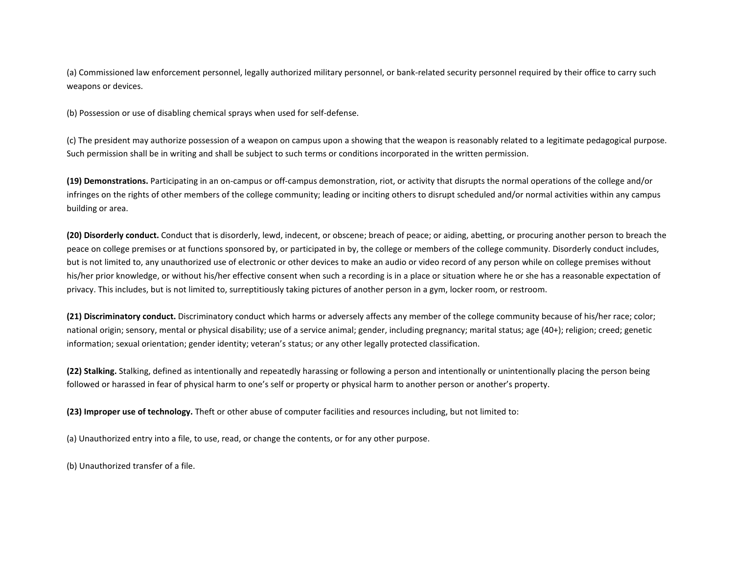(a) Commissioned law enforcement personnel, legally authorized military personnel, or bank-related security personnel required by their office to carry such weapons or devices.

(b) Possession or use of disabling chemical sprays when used for self-defense.

(c) The president may authorize possession of a weapon on campus upon a showing that the weapon is reasonably related to a legitimate pedagogical purpose. Such permission shall be in writing and shall be subject to such terms or conditions incorporated in the written permission.

**(19) Demonstrations.** Participating in an on-campus or off-campus demonstration, riot, or activity that disrupts the normal operations of the college and/or infringes on the rights of other members of the college community; leading or inciting others to disrupt scheduled and/or normal activities within any campus building or area.

**(20) Disorderly conduct.** Conduct that is disorderly, lewd, indecent, or obscene; breach of peace; or aiding, abetting, or procuring another person to breach the peace on college premises or at functions sponsored by, or participated in by, the college or members of the college community. Disorderly conduct includes, but is not limited to, any unauthorized use of electronic or other devices to make an audio or video record of any person while on college premises without his/her prior knowledge, or without his/her effective consent when such a recording is in a place or situation where he or she has a reasonable expectation of privacy. This includes, but is not limited to, surreptitiously taking pictures of another person in a gym, locker room, or restroom.

**(21) Discriminatory conduct.** Discriminatory conduct which harms or adversely affects any member of the college community because of his/her race; color; national origin; sensory, mental or physical disability; use of a service animal; gender, including pregnancy; marital status; age (40+); religion; creed; genetic information; sexual orientation; gender identity; veteran's status; or any other legally protected classification.

**(22) Stalking.** Stalking, defined as intentionally and repeatedly harassing or following a person and intentionally or unintentionally placing the person being followed or harassed in fear of physical harm to one's self or property or physical harm to another person or another's property.

**(23) Improper use of technology.** Theft or other abuse of computer facilities and resources including, but not limited to:

(a) Unauthorized entry into a file, to use, read, or change the contents, or for any other purpose.

(b) Unauthorized transfer of a file.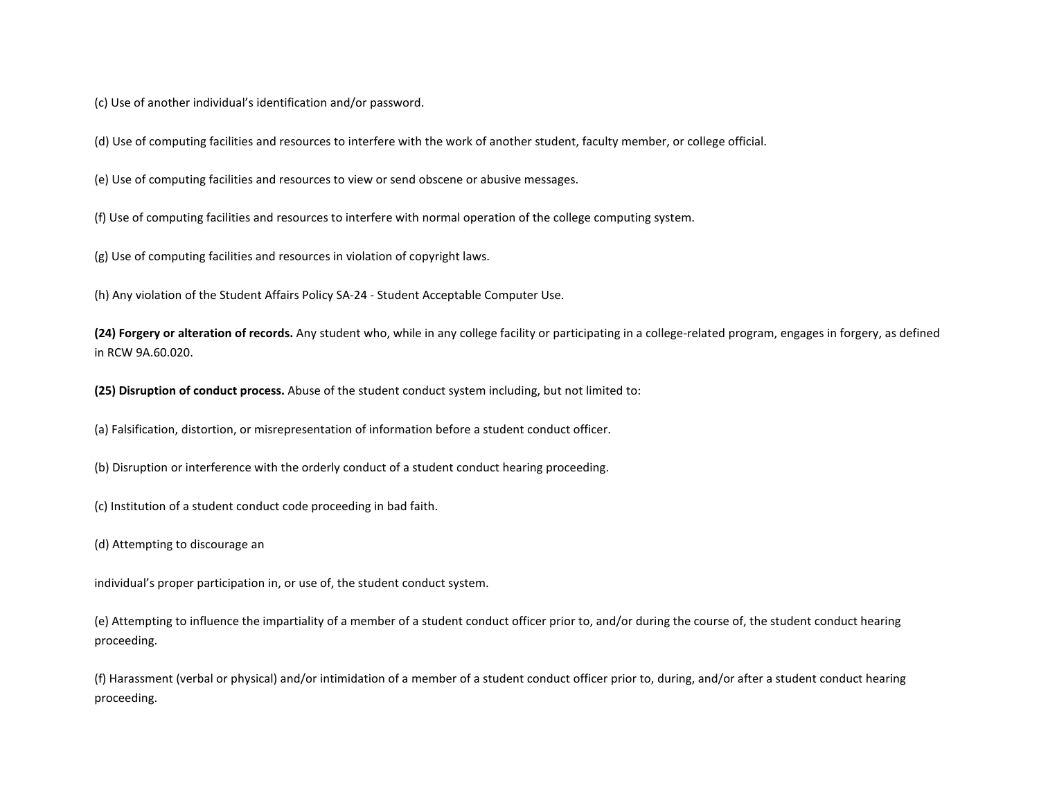(c) Use of another individual's identification and/or password.

(d) Use of computing facilities and resources to interfere with the work of another student, faculty member, or college official.

(e) Use of computing facilities and resources to view or send obscene or abusive messages.

(f) Use of computing facilities and resources to interfere with normal operation of the college computing system.

(g) Use of computing facilities and resources in violation of copyright laws.

(h) Any violation of the Student Affairs Policy SA-24 - Student Acceptable Computer Use.

**(24) Forgery or alteration of records.** Any student who, while in any college facility or participating in a college-related program, engages in forgery, as defined in RCW 9A.60.020.

**(25) Disruption of conduct process.** Abuse of the student conduct system including, but not limited to:

(a) Falsification, distortion, or misrepresentation of information before a student conduct officer.

(b) Disruption or interference with the orderly conduct of a student conduct hearing proceeding.

(c) Institution of a student conduct code proceeding in bad faith.

(d) Attempting to discourage an

individual's proper participation in, or use of, the student conduct system.

(e) Attempting to influence the impartiality of a member of a student conduct officer prior to, and/or during the course of, the student conduct hearing proceeding.

(f) Harassment (verbal or physical) and/or intimidation of a member of a student conduct officer prior to, during, and/or after a student conduct hearing proceeding.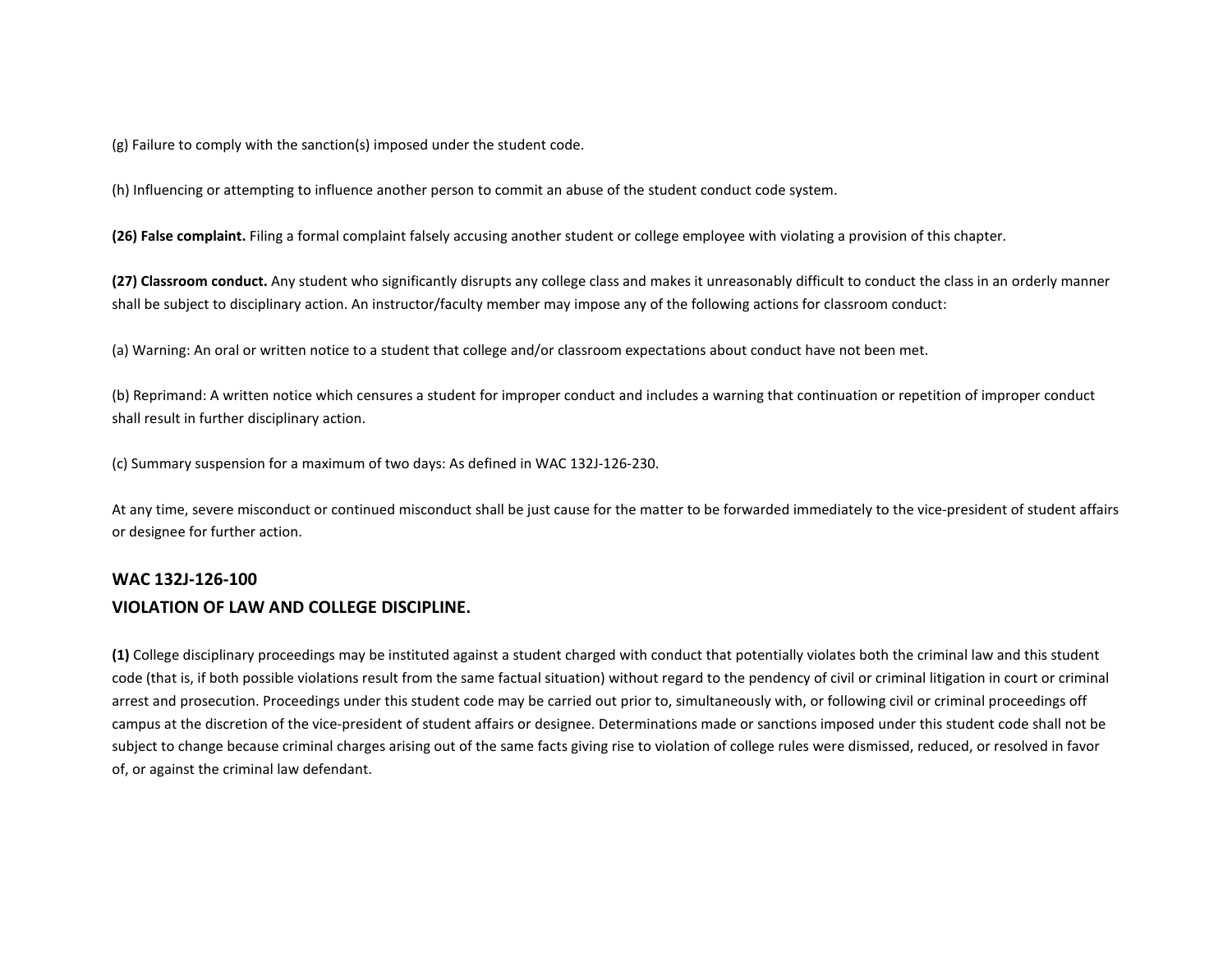(g) Failure to comply with the sanction(s) imposed under the student code.

(h) Influencing or attempting to influence another person to commit an abuse of the student conduct code system.

**(26) False complaint.** Filing a formal complaint falsely accusing another student or college employee with violating a provision of this chapter.

**(27) Classroom conduct.** Any student who significantly disrupts any college class and makes it unreasonably difficult to conduct the class in an orderly manner shall be subject to disciplinary action. An instructor/faculty member may impose any of the following actions for classroom conduct:

(a) Warning: An oral or written notice to a student that college and/or classroom expectations about conduct have not been met.

(b) Reprimand: A written notice which censures a student for improper conduct and includes a warning that continuation or repetition of improper conduct shall result in further disciplinary action.

(c) Summary suspension for a maximum of two days: As defined in WAC 132J-126-230.

At any time, severe misconduct or continued misconduct shall be just cause for the matter to be forwarded immediately to the vice-president of student affairs or designee for further action.

## WAC 132J-126-100
## VIOLATION OF LAW AND COLLEGE DISCIPLINE.

**(1)** College disciplinary proceedings may be instituted against a student charged with conduct that potentially violates both the criminal law and this student code (that is, if both possible violations result from the same factual situation) without regard to the pendency of civil or criminal litigation in court or criminal arrest and prosecution. Proceedings under this student code may be carried out prior to, simultaneously with, or following civil or criminal proceedings off campus at the discretion of the vice-president of student affairs or designee. Determinations made or sanctions imposed under this student code shall not be subject to change because criminal charges arising out of the same facts giving rise to violation of college rules were dismissed, reduced, or resolved in favor of, or against the criminal law defendant.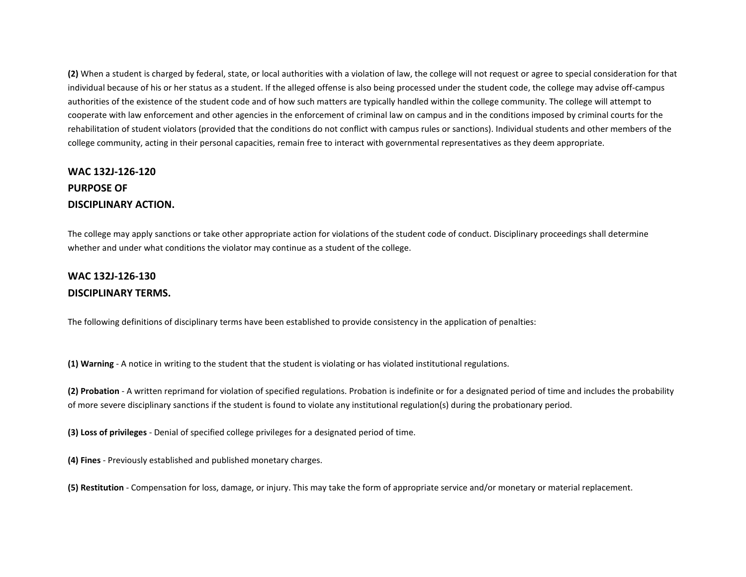**(2)** When a student is charged by federal, state, or local authorities with a violation of law, the college will not request or agree to special consideration for that individual because of his or her status as a student. If the alleged offense is also being processed under the student code, the college may advise off-campus authorities of the existence of the student code and of how such matters are typically handled within the college community. The college will attempt to cooperate with law enforcement and other agencies in the enforcement of criminal law on campus and in the conditions imposed by criminal courts for the rehabilitation of student violators (provided that the conditions do not conflict with campus rules or sanctions). Individual students and other members of the college community, acting in their personal capacities, remain free to interact with governmental representatives as they deem appropriate.

## WAC 132J-126-120 PURPOSE OF DISCIPLINARY ACTION.

The college may apply sanctions or take other appropriate action for violations of the student code of conduct. Disciplinary proceedings shall determine whether and under what conditions the violator may continue as a student of the college.

## WAC 132J-126-130 DISCIPLINARY TERMS.

The following definitions of disciplinary terms have been established to provide consistency in the application of penalties:

**(1) Warning** - A notice in writing to the student that the student is violating or has violated institutional regulations.

**(2) Probation** - A written reprimand for violation of specified regulations. Probation is indefinite or for a designated period of time and includes the probability of more severe disciplinary sanctions if the student is found to violate any institutional regulation(s) during the probationary period.

**(3) Loss of privileges** - Denial of specified college privileges for a designated period of time.

**(4) Fines** - Previously established and published monetary charges.

**(5) Restitution** - Compensation for loss, damage, or injury. This may take the form of appropriate service and/or monetary or material replacement.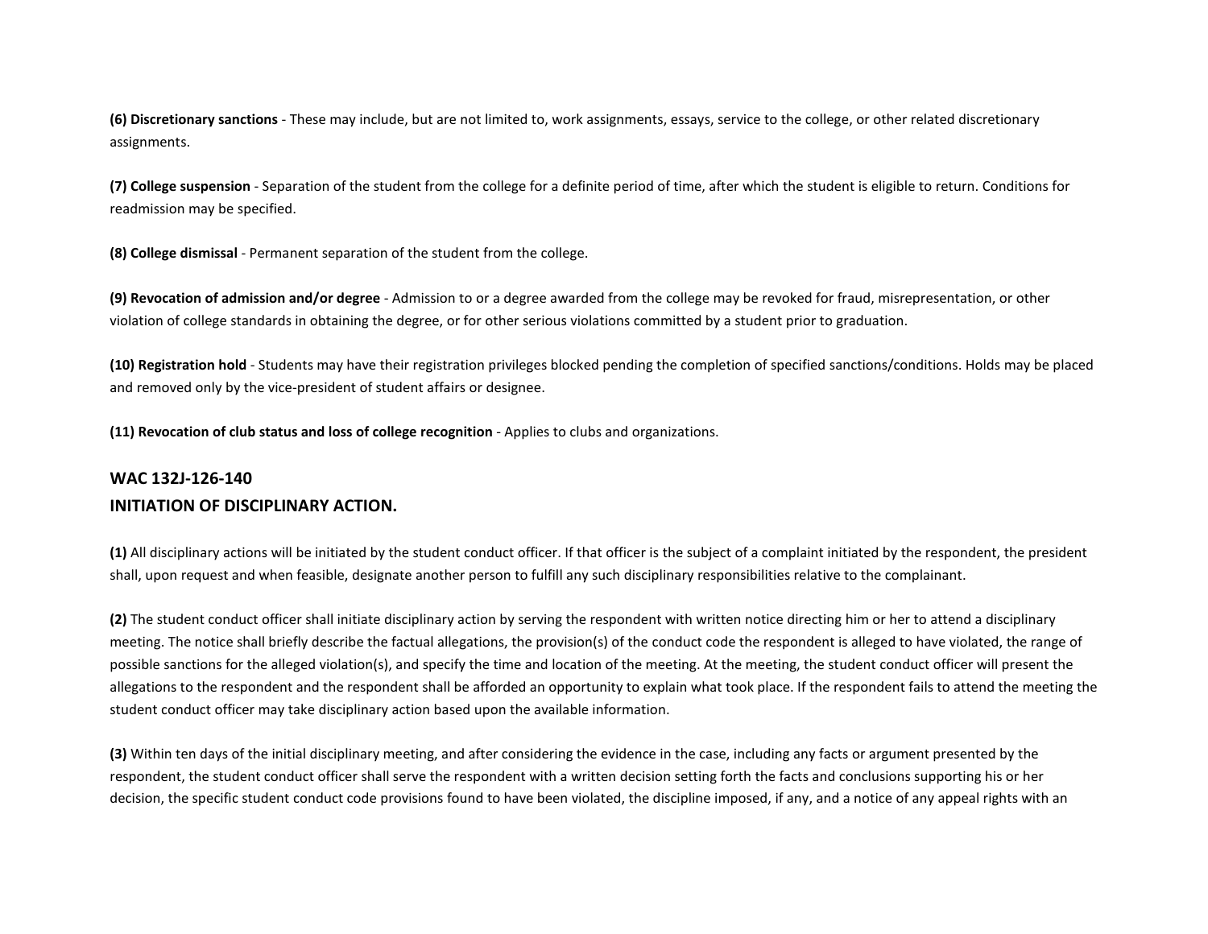**(6) Discretionary sanctions** - These may include, but are not limited to, work assignments, essays, service to the college, or other related discretionary assignments.

**(7) College suspension** - Separation of the student from the college for a definite period of time, after which the student is eligible to return. Conditions for readmission may be specified.

**(8) College dismissal** - Permanent separation of the student from the college.

**(9) Revocation of admission and/or degree** - Admission to or a degree awarded from the college may be revoked for fraud, misrepresentation, or other violation of college standards in obtaining the degree, or for other serious violations committed by a student prior to graduation.

**(10) Registration hold** - Students may have their registration privileges blocked pending the completion of specified sanctions/conditions. Holds may be placed and removed only by the vice-president of student affairs or designee.

**(11) Revocation of club status and loss of college recognition** - Applies to clubs and organizations.

## WAC 132J-126-140
## INITIATION OF DISCIPLINARY ACTION.

**(1)** All disciplinary actions will be initiated by the student conduct officer. If that officer is the subject of a complaint initiated by the respondent, the president shall, upon request and when feasible, designate another person to fulfill any such disciplinary responsibilities relative to the complainant.

**(2)** The student conduct officer shall initiate disciplinary action by serving the respondent with written notice directing him or her to attend a disciplinary meeting. The notice shall briefly describe the factual allegations, the provision(s) of the conduct code the respondent is alleged to have violated, the range of possible sanctions for the alleged violation(s), and specify the time and location of the meeting. At the meeting, the student conduct officer will present the allegations to the respondent and the respondent shall be afforded an opportunity to explain what took place. If the respondent fails to attend the meeting the student conduct officer may take disciplinary action based upon the available information.

**(3)** Within ten days of the initial disciplinary meeting, and after considering the evidence in the case, including any facts or argument presented by the respondent, the student conduct officer shall serve the respondent with a written decision setting forth the facts and conclusions supporting his or her decision, the specific student conduct code provisions found to have been violated, the discipline imposed, if any, and a notice of any appeal rights with an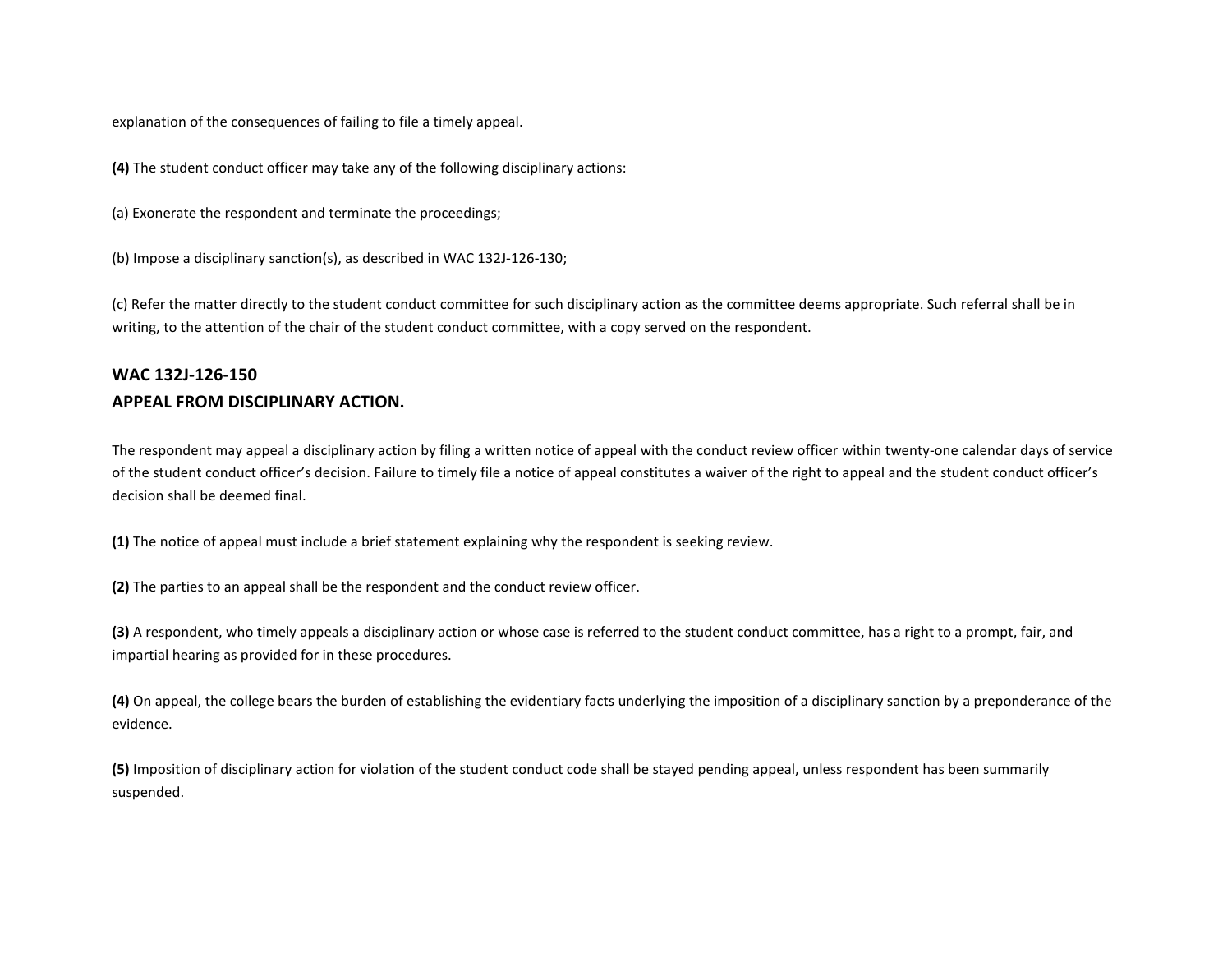explanation of the consequences of failing to file a timely appeal.

**(4)** The student conduct officer may take any of the following disciplinary actions:

(a) Exonerate the respondent and terminate the proceedings;

(b) Impose a disciplinary sanction(s), as described in WAC 132J-126-130;

(c) Refer the matter directly to the student conduct committee for such disciplinary action as the committee deems appropriate. Such referral shall be in writing, to the attention of the chair of the student conduct committee, with a copy served on the respondent.

## WAC 132J-126-150
## APPEAL FROM DISCIPLINARY ACTION.

The respondent may appeal a disciplinary action by filing a written notice of appeal with the conduct review officer within twenty-one calendar days of service of the student conduct officer's decision. Failure to timely file a notice of appeal constitutes a waiver of the right to appeal and the student conduct officer's decision shall be deemed final.

**(1)** The notice of appeal must include a brief statement explaining why the respondent is seeking review.

**(2)** The parties to an appeal shall be the respondent and the conduct review officer.

**(3)** A respondent, who timely appeals a disciplinary action or whose case is referred to the student conduct committee, has a right to a prompt, fair, and impartial hearing as provided for in these procedures.

**(4)** On appeal, the college bears the burden of establishing the evidentiary facts underlying the imposition of a disciplinary sanction by a preponderance of the evidence.

**(5)** Imposition of disciplinary action for violation of the student conduct code shall be stayed pending appeal, unless respondent has been summarily suspended.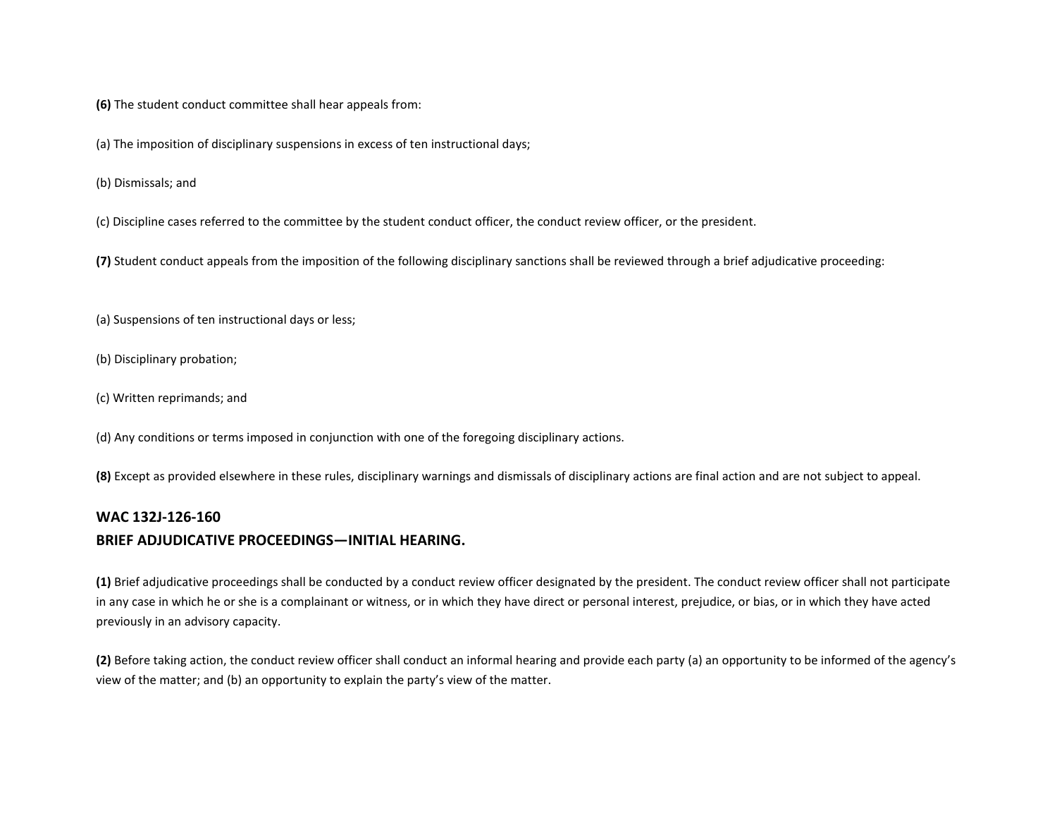**(6)** The student conduct committee shall hear appeals from:

(a) The imposition of disciplinary suspensions in excess of ten instructional days;

(b) Dismissals; and

(c) Discipline cases referred to the committee by the student conduct officer, the conduct review officer, or the president.

**(7)** Student conduct appeals from the imposition of the following disciplinary sanctions shall be reviewed through a brief adjudicative proceeding:

(a) Suspensions of ten instructional days or less;

(b) Disciplinary probation;

(c) Written reprimands; and

(d) Any conditions or terms imposed in conjunction with one of the foregoing disciplinary actions.

**(8)** Except as provided elsewhere in these rules, disciplinary warnings and dismissals of disciplinary actions are final action and are not subject to appeal.

## WAC 132J-126-160
## BRIEF ADJUDICATIVE PROCEEDINGS—INITIAL HEARING.

**(1)** Brief adjudicative proceedings shall be conducted by a conduct review officer designated by the president. The conduct review officer shall not participate in any case in which he or she is a complainant or witness, or in which they have direct or personal interest, prejudice, or bias, or in which they have acted previously in an advisory capacity.

**(2)** Before taking action, the conduct review officer shall conduct an informal hearing and provide each party (a) an opportunity to be informed of the agency's view of the matter; and (b) an opportunity to explain the party's view of the matter.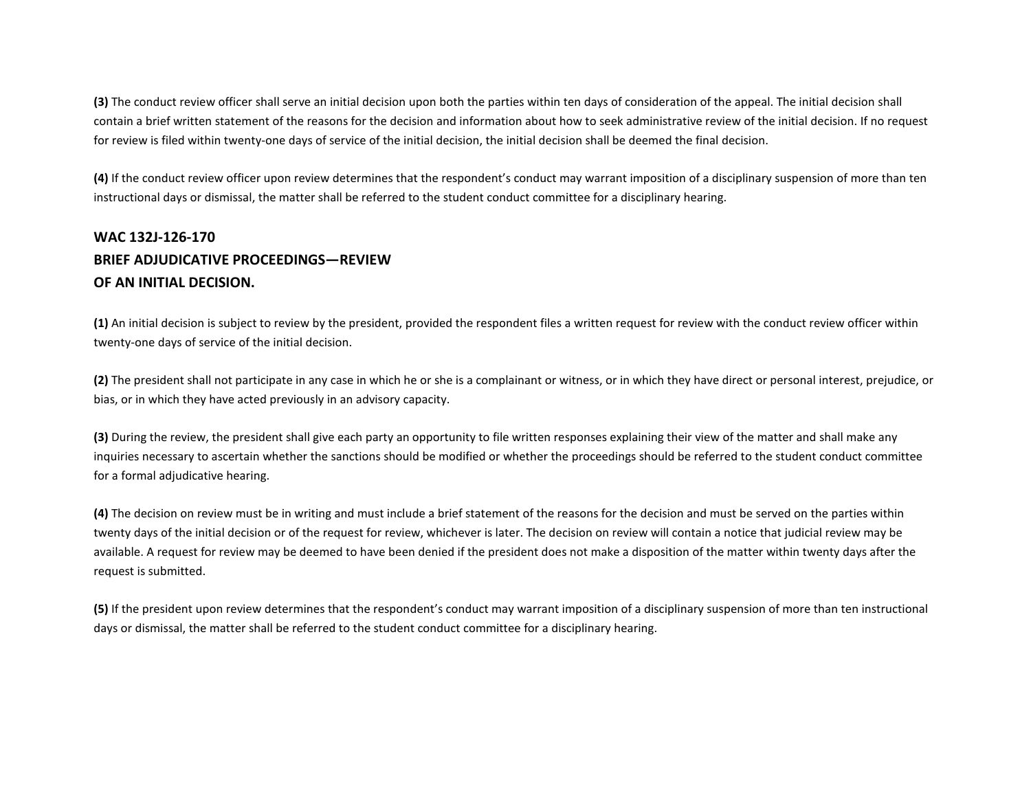**(3)** The conduct review officer shall serve an initial decision upon both the parties within ten days of consideration of the appeal. The initial decision shall contain a brief written statement of the reasons for the decision and information about how to seek administrative review of the initial decision. If no request for review is filed within twenty-one days of service of the initial decision, the initial decision shall be deemed the final decision.

**(4)** If the conduct review officer upon review determines that the respondent's conduct may warrant imposition of a disciplinary suspension of more than ten instructional days or dismissal, the matter shall be referred to the student conduct committee for a disciplinary hearing.

## WAC 132J-126-170
## BRIEF ADJUDICATIVE PROCEEDINGS—REVIEW OF AN INITIAL DECISION.

**(1)** An initial decision is subject to review by the president, provided the respondent files a written request for review with the conduct review officer within twenty-one days of service of the initial decision.

**(2)** The president shall not participate in any case in which he or she is a complainant or witness, or in which they have direct or personal interest, prejudice, or bias, or in which they have acted previously in an advisory capacity.

**(3)** During the review, the president shall give each party an opportunity to file written responses explaining their view of the matter and shall make any inquiries necessary to ascertain whether the sanctions should be modified or whether the proceedings should be referred to the student conduct committee for a formal adjudicative hearing.

**(4)** The decision on review must be in writing and must include a brief statement of the reasons for the decision and must be served on the parties within twenty days of the initial decision or of the request for review, whichever is later. The decision on review will contain a notice that judicial review may be available. A request for review may be deemed to have been denied if the president does not make a disposition of the matter within twenty days after the request is submitted.

**(5)** If the president upon review determines that the respondent's conduct may warrant imposition of a disciplinary suspension of more than ten instructional days or dismissal, the matter shall be referred to the student conduct committee for a disciplinary hearing.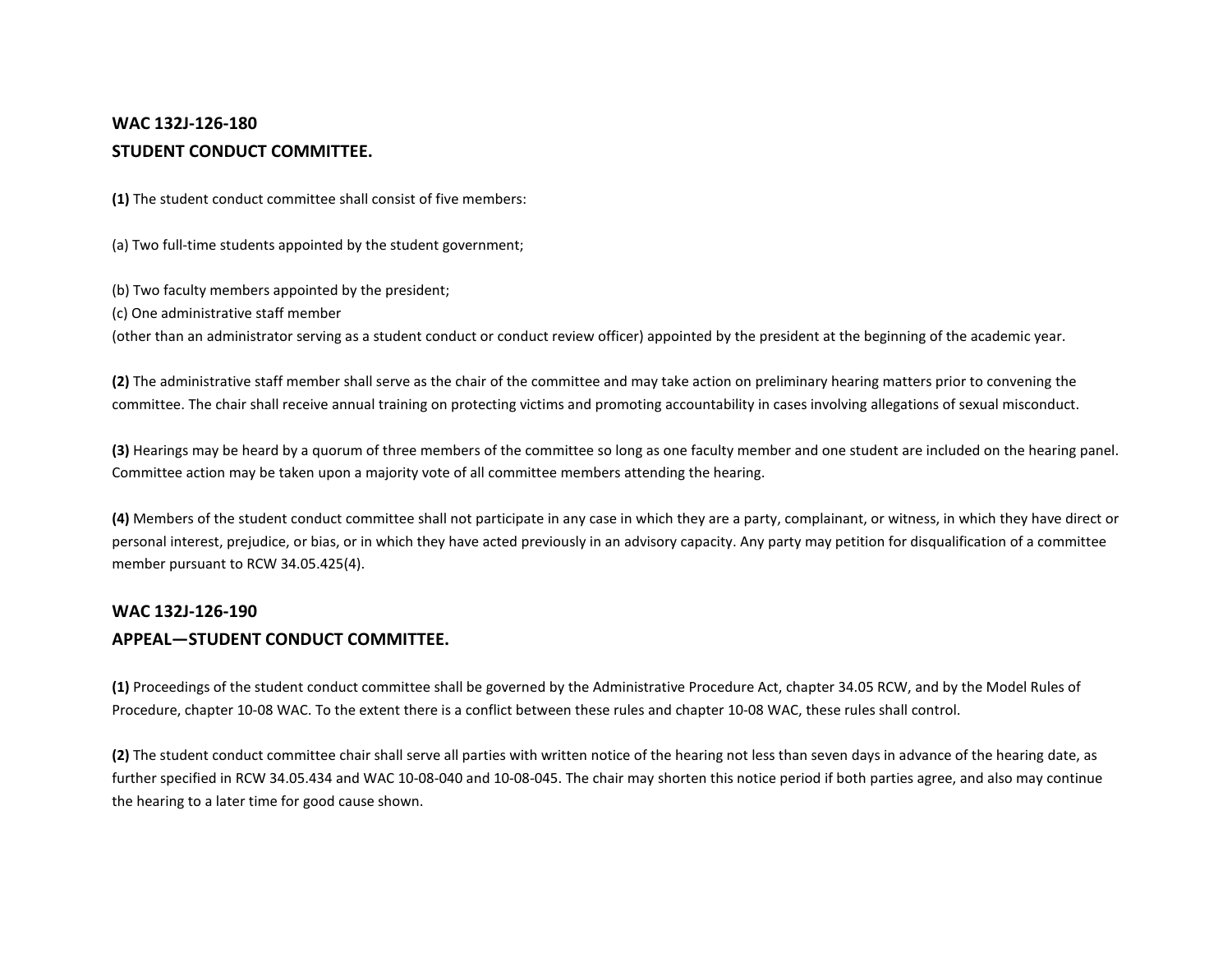## WAC 132J-126-180
## STUDENT CONDUCT COMMITTEE.

**(1)** The student conduct committee shall consist of five members:

(a) Two full-time students appointed by the student government;

(b) Two faculty members appointed by the president;
(c) One administrative staff member
(other than an administrator serving as a student conduct or conduct review officer) appointed by the president at the beginning of the academic year.

**(2)** The administrative staff member shall serve as the chair of the committee and may take action on preliminary hearing matters prior to convening the committee. The chair shall receive annual training on protecting victims and promoting accountability in cases involving allegations of sexual misconduct.

**(3)** Hearings may be heard by a quorum of three members of the committee so long as one faculty member and one student are included on the hearing panel. Committee action may be taken upon a majority vote of all committee members attending the hearing.

**(4)** Members of the student conduct committee shall not participate in any case in which they are a party, complainant, or witness, in which they have direct or personal interest, prejudice, or bias, or in which they have acted previously in an advisory capacity. Any party may petition for disqualification of a committee member pursuant to RCW 34.05.425(4).

## WAC 132J-126-190
## APPEAL—STUDENT CONDUCT COMMITTEE.

**(1)** Proceedings of the student conduct committee shall be governed by the Administrative Procedure Act, chapter 34.05 RCW, and by the Model Rules of Procedure, chapter 10-08 WAC. To the extent there is a conflict between these rules and chapter 10-08 WAC, these rules shall control.

**(2)** The student conduct committee chair shall serve all parties with written notice of the hearing not less than seven days in advance of the hearing date, as further specified in RCW 34.05.434 and WAC 10-08-040 and 10-08-045. The chair may shorten this notice period if both parties agree, and also may continue the hearing to a later time for good cause shown.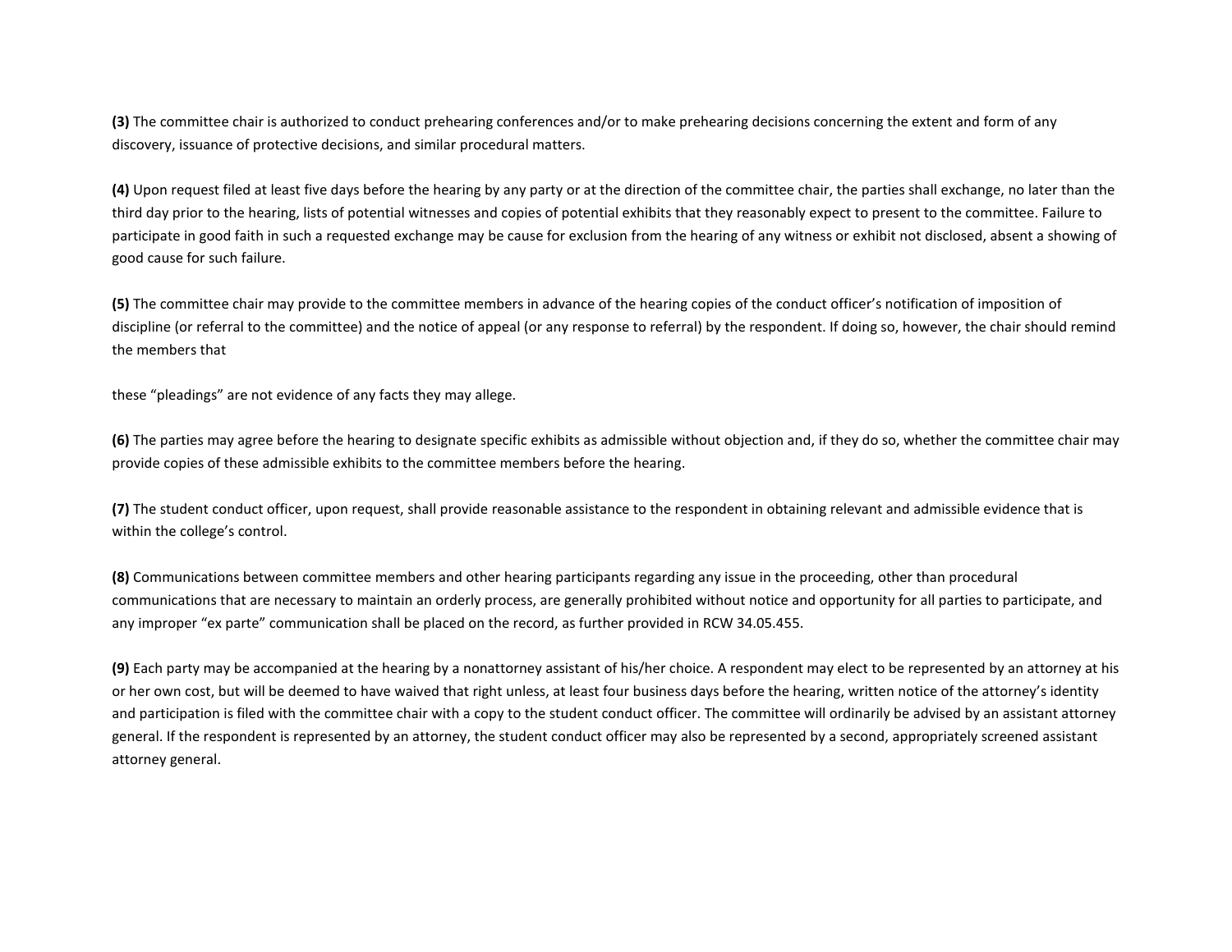**(3)** The committee chair is authorized to conduct prehearing conferences and/or to make prehearing decisions concerning the extent and form of any discovery, issuance of protective decisions, and similar procedural matters.

**(4)** Upon request filed at least five days before the hearing by any party or at the direction of the committee chair, the parties shall exchange, no later than the third day prior to the hearing, lists of potential witnesses and copies of potential exhibits that they reasonably expect to present to the committee. Failure to participate in good faith in such a requested exchange may be cause for exclusion from the hearing of any witness or exhibit not disclosed, absent a showing of good cause for such failure.

**(5)** The committee chair may provide to the committee members in advance of the hearing copies of the conduct officer's notification of imposition of discipline (or referral to the committee) and the notice of appeal (or any response to referral) by the respondent. If doing so, however, the chair should remind the members that

these "pleadings" are not evidence of any facts they may allege.

**(6)** The parties may agree before the hearing to designate specific exhibits as admissible without objection and, if they do so, whether the committee chair may provide copies of these admissible exhibits to the committee members before the hearing.

**(7)** The student conduct officer, upon request, shall provide reasonable assistance to the respondent in obtaining relevant and admissible evidence that is within the college's control.

**(8)** Communications between committee members and other hearing participants regarding any issue in the proceeding, other than procedural communications that are necessary to maintain an orderly process, are generally prohibited without notice and opportunity for all parties to participate, and any improper "ex parte" communication shall be placed on the record, as further provided in RCW 34.05.455.

**(9)** Each party may be accompanied at the hearing by a nonattorney assistant of his/her choice. A respondent may elect to be represented by an attorney at his or her own cost, but will be deemed to have waived that right unless, at least four business days before the hearing, written notice of the attorney's identity and participation is filed with the committee chair with a copy to the student conduct officer. The committee will ordinarily be advised by an assistant attorney general. If the respondent is represented by an attorney, the student conduct officer may also be represented by a second, appropriately screened assistant attorney general.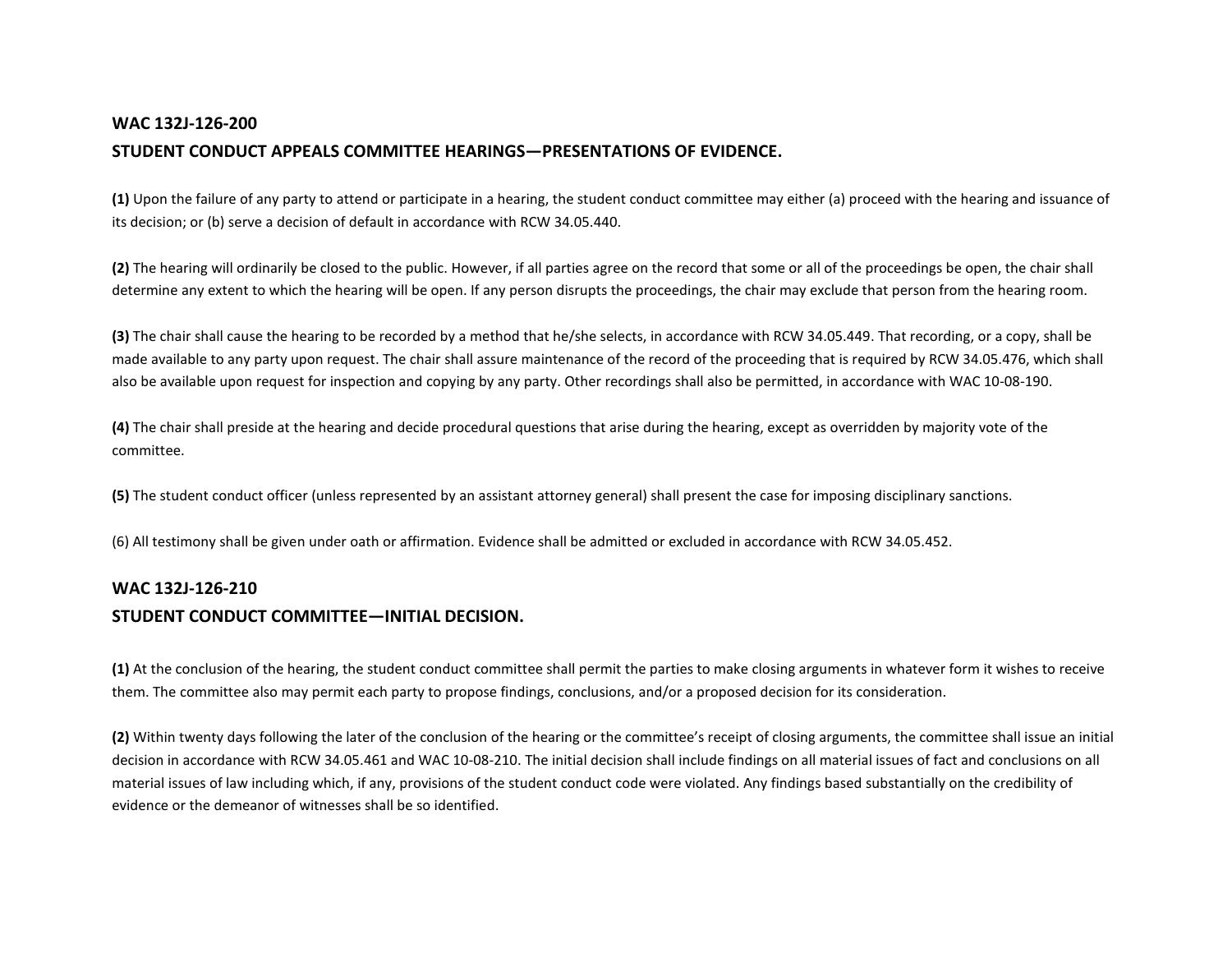## WAC 132J-126-200

## STUDENT CONDUCT APPEALS COMMITTEE HEARINGS—PRESENTATIONS OF EVIDENCE.

**(1)** Upon the failure of any party to attend or participate in a hearing, the student conduct committee may either (a) proceed with the hearing and issuance of its decision; or (b) serve a decision of default in accordance with RCW 34.05.440.

**(2)** The hearing will ordinarily be closed to the public. However, if all parties agree on the record that some or all of the proceedings be open, the chair shall determine any extent to which the hearing will be open. If any person disrupts the proceedings, the chair may exclude that person from the hearing room.

**(3)** The chair shall cause the hearing to be recorded by a method that he/she selects, in accordance with RCW 34.05.449. That recording, or a copy, shall be made available to any party upon request. The chair shall assure maintenance of the record of the proceeding that is required by RCW 34.05.476, which shall also be available upon request for inspection and copying by any party. Other recordings shall also be permitted, in accordance with WAC 10-08-190.

**(4)** The chair shall preside at the hearing and decide procedural questions that arise during the hearing, except as overridden by majority vote of the committee.

**(5)** The student conduct officer (unless represented by an assistant attorney general) shall present the case for imposing disciplinary sanctions.

(6) All testimony shall be given under oath or affirmation. Evidence shall be admitted or excluded in accordance with RCW 34.05.452.

## WAC 132J-126-210

## STUDENT CONDUCT COMMITTEE—INITIAL DECISION.

**(1)** At the conclusion of the hearing, the student conduct committee shall permit the parties to make closing arguments in whatever form it wishes to receive them. The committee also may permit each party to propose findings, conclusions, and/or a proposed decision for its consideration.

**(2)** Within twenty days following the later of the conclusion of the hearing or the committee's receipt of closing arguments, the committee shall issue an initial decision in accordance with RCW 34.05.461 and WAC 10-08-210. The initial decision shall include findings on all material issues of fact and conclusions on all material issues of law including which, if any, provisions of the student conduct code were violated. Any findings based substantially on the credibility of evidence or the demeanor of witnesses shall be so identified.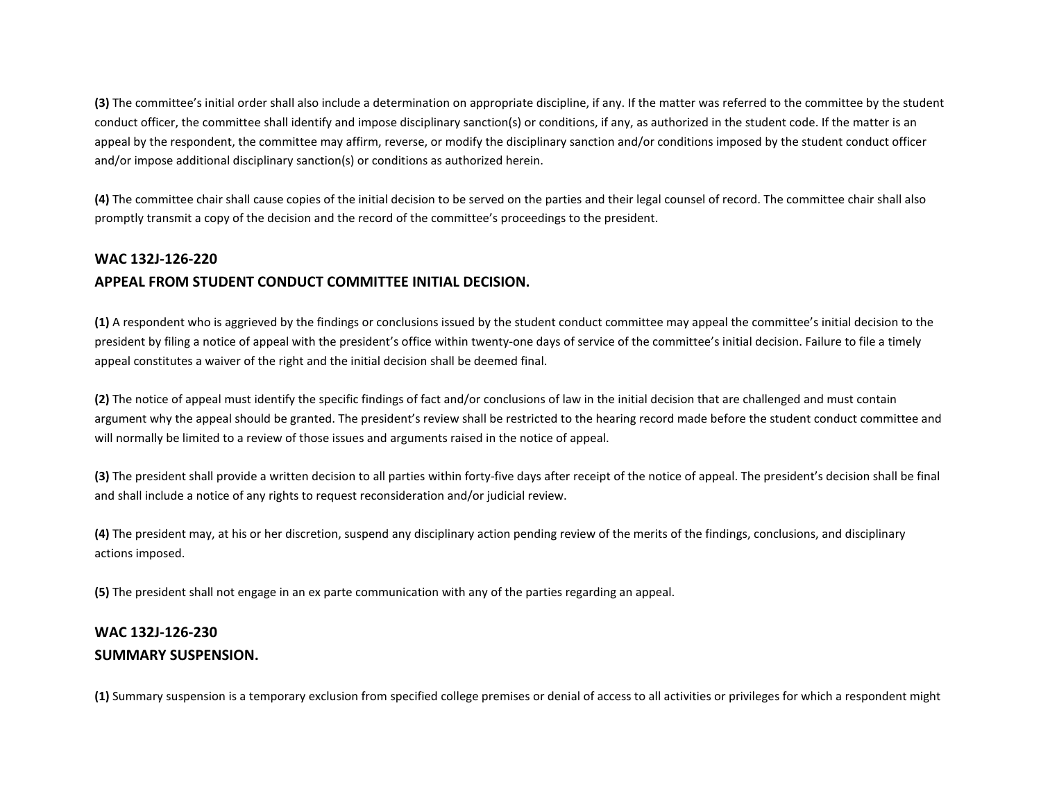**(3)** The committee's initial order shall also include a determination on appropriate discipline, if any. If the matter was referred to the committee by the student conduct officer, the committee shall identify and impose disciplinary sanction(s) or conditions, if any, as authorized in the student code. If the matter is an appeal by the respondent, the committee may affirm, reverse, or modify the disciplinary sanction and/or conditions imposed by the student conduct officer and/or impose additional disciplinary sanction(s) or conditions as authorized herein.

**(4)** The committee chair shall cause copies of the initial decision to be served on the parties and their legal counsel of record. The committee chair shall also promptly transmit a copy of the decision and the record of the committee's proceedings to the president.

## WAC 132J-126-220
## APPEAL FROM STUDENT CONDUCT COMMITTEE INITIAL DECISION.

**(1)** A respondent who is aggrieved by the findings or conclusions issued by the student conduct committee may appeal the committee's initial decision to the president by filing a notice of appeal with the president's office within twenty-one days of service of the committee's initial decision. Failure to file a timely appeal constitutes a waiver of the right and the initial decision shall be deemed final.

**(2)** The notice of appeal must identify the specific findings of fact and/or conclusions of law in the initial decision that are challenged and must contain argument why the appeal should be granted. The president's review shall be restricted to the hearing record made before the student conduct committee and will normally be limited to a review of those issues and arguments raised in the notice of appeal.

**(3)** The president shall provide a written decision to all parties within forty-five days after receipt of the notice of appeal. The president's decision shall be final and shall include a notice of any rights to request reconsideration and/or judicial review.

**(4)** The president may, at his or her discretion, suspend any disciplinary action pending review of the merits of the findings, conclusions, and disciplinary actions imposed.

**(5)** The president shall not engage in an ex parte communication with any of the parties regarding an appeal.

## WAC 132J-126-230
## SUMMARY SUSPENSION.

**(1)** Summary suspension is a temporary exclusion from specified college premises or denial of access to all activities or privileges for which a respondent might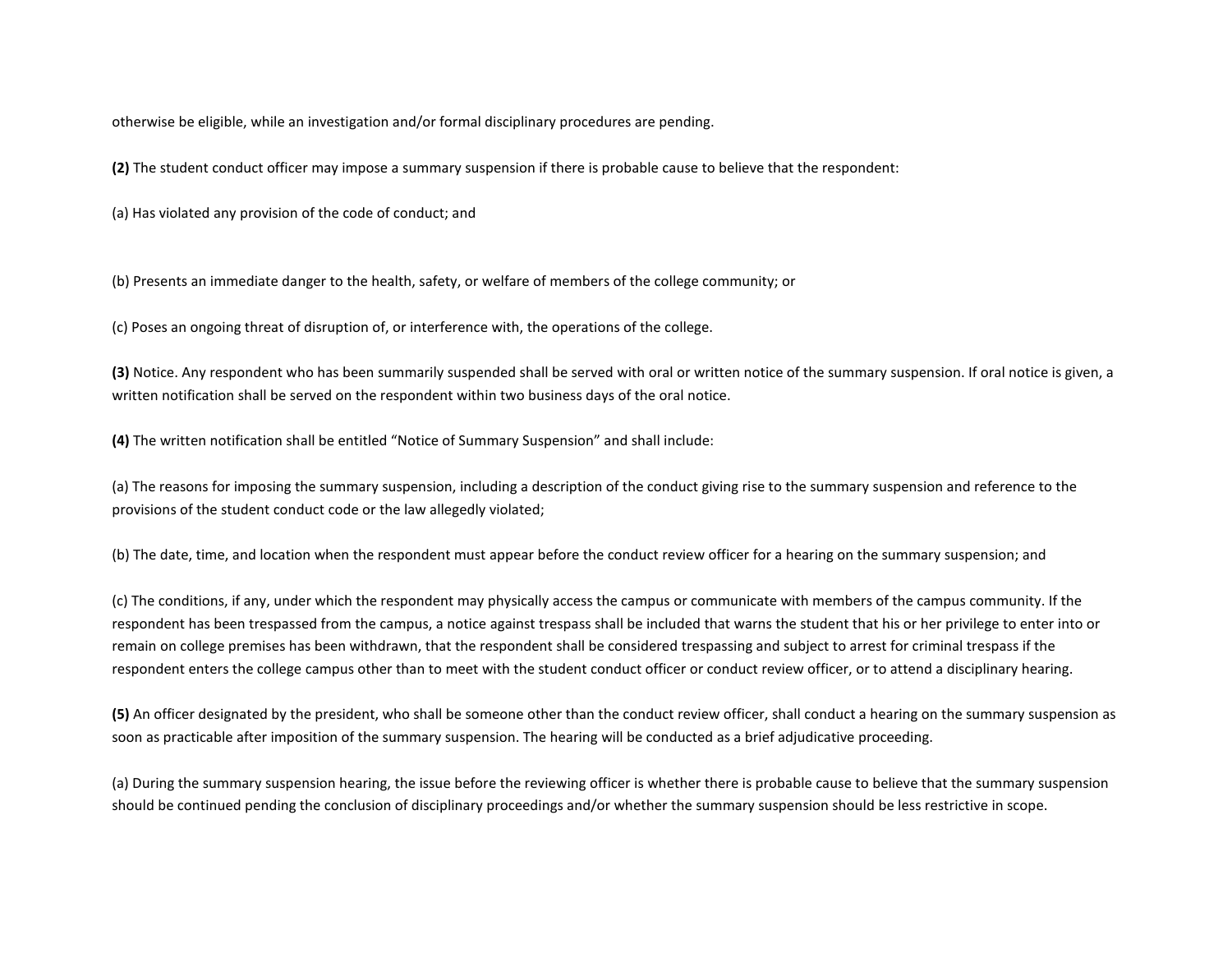otherwise be eligible, while an investigation and/or formal disciplinary procedures are pending.

**(2)** The student conduct officer may impose a summary suspension if there is probable cause to believe that the respondent:

(a) Has violated any provision of the code of conduct; and

(b) Presents an immediate danger to the health, safety, or welfare of members of the college community; or

(c) Poses an ongoing threat of disruption of, or interference with, the operations of the college.

**(3)** Notice. Any respondent who has been summarily suspended shall be served with oral or written notice of the summary suspension. If oral notice is given, a written notification shall be served on the respondent within two business days of the oral notice.

**(4)** The written notification shall be entitled "Notice of Summary Suspension" and shall include:

(a) The reasons for imposing the summary suspension, including a description of the conduct giving rise to the summary suspension and reference to the provisions of the student conduct code or the law allegedly violated;

(b) The date, time, and location when the respondent must appear before the conduct review officer for a hearing on the summary suspension; and

(c) The conditions, if any, under which the respondent may physically access the campus or communicate with members of the campus community. If the respondent has been trespassed from the campus, a notice against trespass shall be included that warns the student that his or her privilege to enter into or remain on college premises has been withdrawn, that the respondent shall be considered trespassing and subject to arrest for criminal trespass if the respondent enters the college campus other than to meet with the student conduct officer or conduct review officer, or to attend a disciplinary hearing.

**(5)** An officer designated by the president, who shall be someone other than the conduct review officer, shall conduct a hearing on the summary suspension as soon as practicable after imposition of the summary suspension. The hearing will be conducted as a brief adjudicative proceeding.

(a) During the summary suspension hearing, the issue before the reviewing officer is whether there is probable cause to believe that the summary suspension should be continued pending the conclusion of disciplinary proceedings and/or whether the summary suspension should be less restrictive in scope.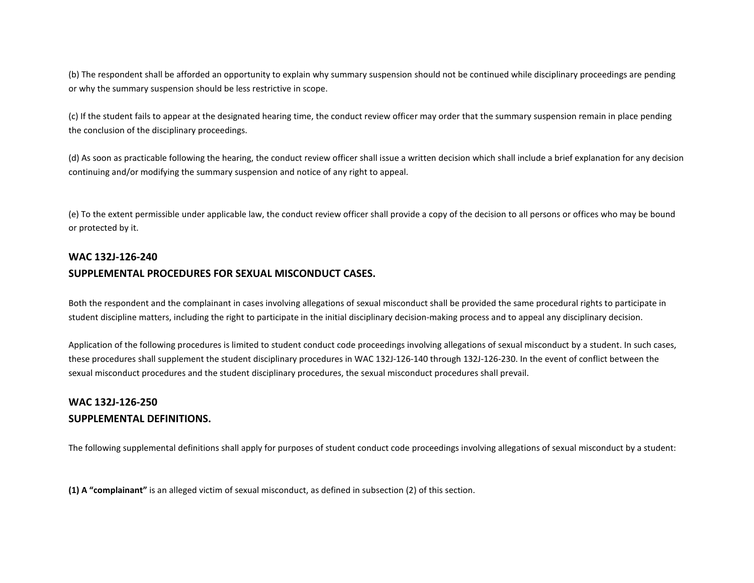(b) The respondent shall be afforded an opportunity to explain why summary suspension should not be continued while disciplinary proceedings are pending or why the summary suspension should be less restrictive in scope.

(c) If the student fails to appear at the designated hearing time, the conduct review officer may order that the summary suspension remain in place pending the conclusion of the disciplinary proceedings.

(d) As soon as practicable following the hearing, the conduct review officer shall issue a written decision which shall include a brief explanation for any decision continuing and/or modifying the summary suspension and notice of any right to appeal.

(e) To the extent permissible under applicable law, the conduct review officer shall provide a copy of the decision to all persons or offices who may be bound or protected by it.

## WAC 132J-126-240
## SUPPLEMENTAL PROCEDURES FOR SEXUAL MISCONDUCT CASES.

Both the respondent and the complainant in cases involving allegations of sexual misconduct shall be provided the same procedural rights to participate in student discipline matters, including the right to participate in the initial disciplinary decision-making process and to appeal any disciplinary decision.

Application of the following procedures is limited to student conduct code proceedings involving allegations of sexual misconduct by a student. In such cases, these procedures shall supplement the student disciplinary procedures in WAC 132J-126-140 through 132J-126-230. In the event of conflict between the sexual misconduct procedures and the student disciplinary procedures, the sexual misconduct procedures shall prevail.

## WAC 132J-126-250
## SUPPLEMENTAL DEFINITIONS.

The following supplemental definitions shall apply for purposes of student conduct code proceedings involving allegations of sexual misconduct by a student:

**(1) A "complainant"** is an alleged victim of sexual misconduct, as defined in subsection (2) of this section.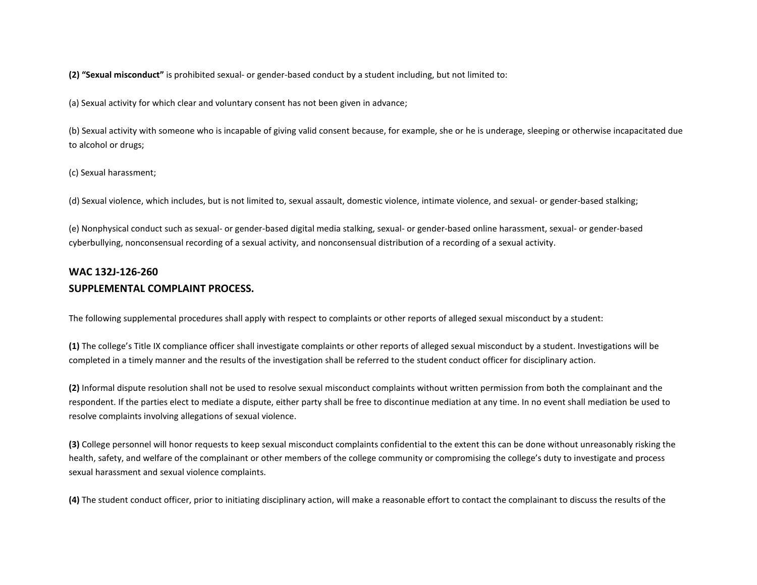**(2) "Sexual misconduct"** is prohibited sexual- or gender-based conduct by a student including, but not limited to:

(a) Sexual activity for which clear and voluntary consent has not been given in advance;

(b) Sexual activity with someone who is incapable of giving valid consent because, for example, she or he is underage, sleeping or otherwise incapacitated due to alcohol or drugs;

(c) Sexual harassment;

(d) Sexual violence, which includes, but is not limited to, sexual assault, domestic violence, intimate violence, and sexual- or gender-based stalking;

(e) Nonphysical conduct such as sexual- or gender-based digital media stalking, sexual- or gender-based online harassment, sexual- or gender-based cyberbullying, nonconsensual recording of a sexual activity, and nonconsensual distribution of a recording of a sexual activity.

## WAC 132J-126-260
## SUPPLEMENTAL COMPLAINT PROCESS.

The following supplemental procedures shall apply with respect to complaints or other reports of alleged sexual misconduct by a student:

**(1)** The college's Title IX compliance officer shall investigate complaints or other reports of alleged sexual misconduct by a student. Investigations will be completed in a timely manner and the results of the investigation shall be referred to the student conduct officer for disciplinary action.

**(2)** Informal dispute resolution shall not be used to resolve sexual misconduct complaints without written permission from both the complainant and the respondent. If the parties elect to mediate a dispute, either party shall be free to discontinue mediation at any time. In no event shall mediation be used to resolve complaints involving allegations of sexual violence.

**(3)** College personnel will honor requests to keep sexual misconduct complaints confidential to the extent this can be done without unreasonably risking the health, safety, and welfare of the complainant or other members of the college community or compromising the college's duty to investigate and process sexual harassment and sexual violence complaints.

**(4)** The student conduct officer, prior to initiating disciplinary action, will make a reasonable effort to contact the complainant to discuss the results of the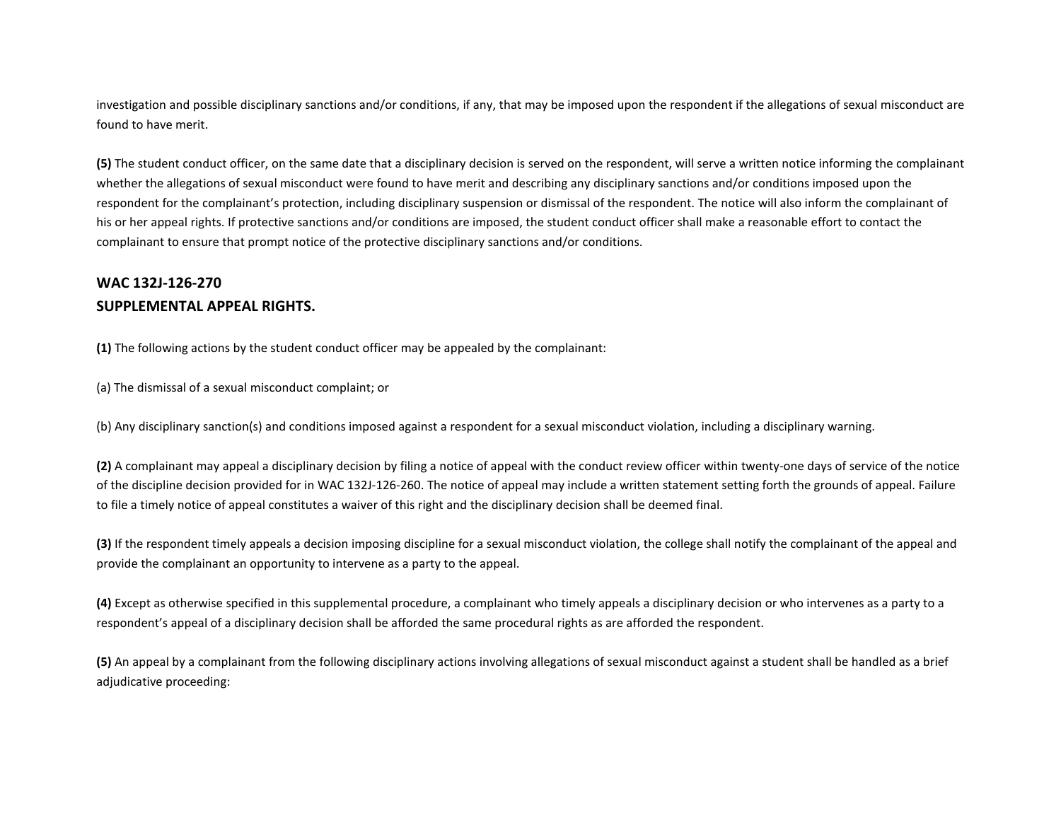investigation and possible disciplinary sanctions and/or conditions, if any, that may be imposed upon the respondent if the allegations of sexual misconduct are found to have merit.

**(5)** The student conduct officer, on the same date that a disciplinary decision is served on the respondent, will serve a written notice informing the complainant whether the allegations of sexual misconduct were found to have merit and describing any disciplinary sanctions and/or conditions imposed upon the respondent for the complainant's protection, including disciplinary suspension or dismissal of the respondent. The notice will also inform the complainant of his or her appeal rights. If protective sanctions and/or conditions are imposed, the student conduct officer shall make a reasonable effort to contact the complainant to ensure that prompt notice of the protective disciplinary sanctions and/or conditions.

## WAC 132J-126-270
## SUPPLEMENTAL APPEAL RIGHTS.

**(1)** The following actions by the student conduct officer may be appealed by the complainant:

(a) The dismissal of a sexual misconduct complaint; or

(b) Any disciplinary sanction(s) and conditions imposed against a respondent for a sexual misconduct violation, including a disciplinary warning.

**(2)** A complainant may appeal a disciplinary decision by filing a notice of appeal with the conduct review officer within twenty-one days of service of the notice of the discipline decision provided for in WAC 132J-126-260. The notice of appeal may include a written statement setting forth the grounds of appeal. Failure to file a timely notice of appeal constitutes a waiver of this right and the disciplinary decision shall be deemed final.

**(3)** If the respondent timely appeals a decision imposing discipline for a sexual misconduct violation, the college shall notify the complainant of the appeal and provide the complainant an opportunity to intervene as a party to the appeal.

**(4)** Except as otherwise specified in this supplemental procedure, a complainant who timely appeals a disciplinary decision or who intervenes as a party to a respondent's appeal of a disciplinary decision shall be afforded the same procedural rights as are afforded the respondent.

**(5)** An appeal by a complainant from the following disciplinary actions involving allegations of sexual misconduct against a student shall be handled as a brief adjudicative proceeding: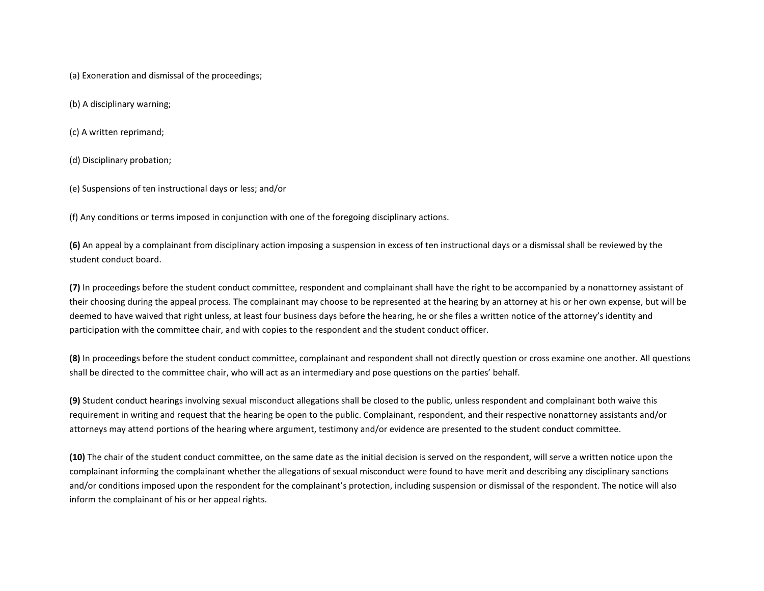(a) Exoneration and dismissal of the proceedings;

(b) A disciplinary warning;

(c) A written reprimand;

(d) Disciplinary probation;

(e) Suspensions of ten instructional days or less; and/or

(f) Any conditions or terms imposed in conjunction with one of the foregoing disciplinary actions.

**(6)** An appeal by a complainant from disciplinary action imposing a suspension in excess of ten instructional days or a dismissal shall be reviewed by the student conduct board.

**(7)** In proceedings before the student conduct committee, respondent and complainant shall have the right to be accompanied by a nonattorney assistant of their choosing during the appeal process. The complainant may choose to be represented at the hearing by an attorney at his or her own expense, but will be deemed to have waived that right unless, at least four business days before the hearing, he or she files a written notice of the attorney's identity and participation with the committee chair, and with copies to the respondent and the student conduct officer.

**(8)** In proceedings before the student conduct committee, complainant and respondent shall not directly question or cross examine one another. All questions shall be directed to the committee chair, who will act as an intermediary and pose questions on the parties' behalf.

**(9)** Student conduct hearings involving sexual misconduct allegations shall be closed to the public, unless respondent and complainant both waive this requirement in writing and request that the hearing be open to the public. Complainant, respondent, and their respective nonattorney assistants and/or attorneys may attend portions of the hearing where argument, testimony and/or evidence are presented to the student conduct committee.

**(10)** The chair of the student conduct committee, on the same date as the initial decision is served on the respondent, will serve a written notice upon the complainant informing the complainant whether the allegations of sexual misconduct were found to have merit and describing any disciplinary sanctions and/or conditions imposed upon the respondent for the complainant's protection, including suspension or dismissal of the respondent. The notice will also inform the complainant of his or her appeal rights.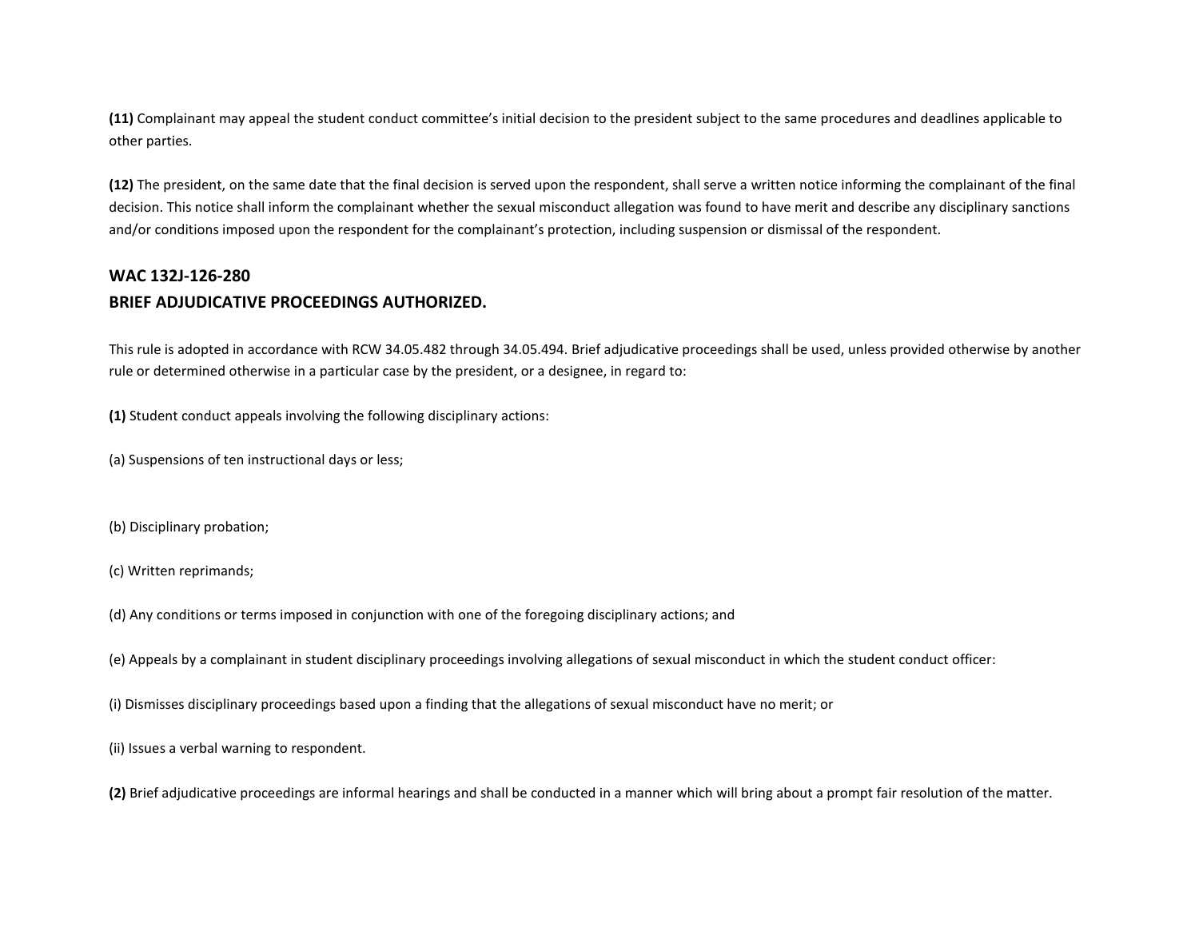**(11)** Complainant may appeal the student conduct committee's initial decision to the president subject to the same procedures and deadlines applicable to other parties.

**(12)** The president, on the same date that the final decision is served upon the respondent, shall serve a written notice informing the complainant of the final decision. This notice shall inform the complainant whether the sexual misconduct allegation was found to have merit and describe any disciplinary sanctions and/or conditions imposed upon the respondent for the complainant's protection, including suspension or dismissal of the respondent.

## WAC 132J-126-280
## BRIEF ADJUDICATIVE PROCEEDINGS AUTHORIZED.

This rule is adopted in accordance with RCW 34.05.482 through 34.05.494. Brief adjudicative proceedings shall be used, unless provided otherwise by another rule or determined otherwise in a particular case by the president, or a designee, in regard to:

**(1)** Student conduct appeals involving the following disciplinary actions:

(a) Suspensions of ten instructional days or less;

(b) Disciplinary probation;

(c) Written reprimands;

(d) Any conditions or terms imposed in conjunction with one of the foregoing disciplinary actions; and

(e) Appeals by a complainant in student disciplinary proceedings involving allegations of sexual misconduct in which the student conduct officer:

(i) Dismisses disciplinary proceedings based upon a finding that the allegations of sexual misconduct have no merit; or

(ii) Issues a verbal warning to respondent.

**(2)** Brief adjudicative proceedings are informal hearings and shall be conducted in a manner which will bring about a prompt fair resolution of the matter.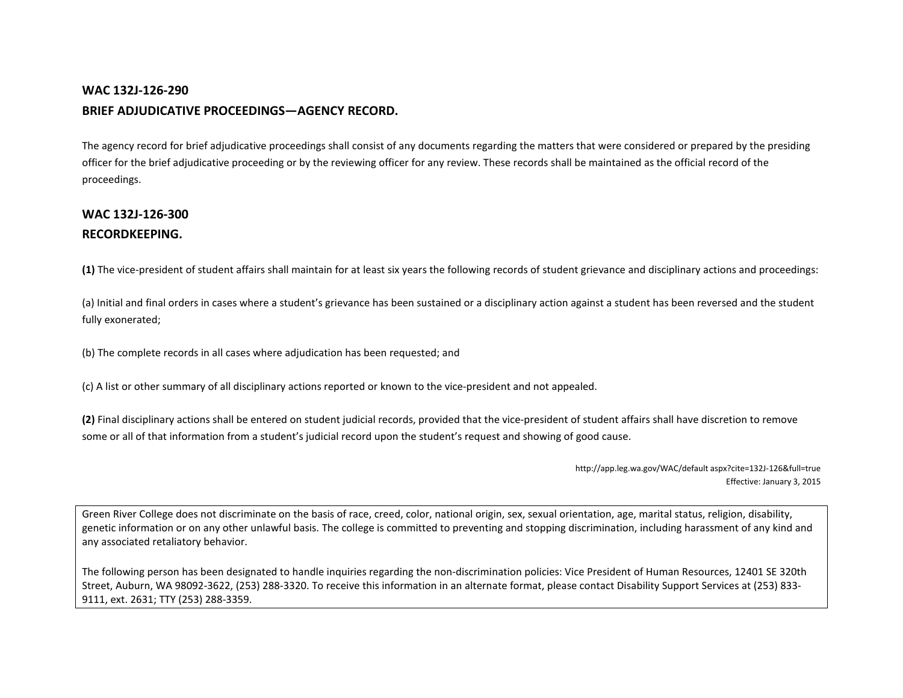**WAC 132J-126-290**

**BRIEF ADJUDICATIVE PROCEEDINGS—AGENCY RECORD.**

The agency record for brief adjudicative proceedings shall consist of any documents regarding the matters that were considered or prepared by the presiding officer for the brief adjudicative proceeding or by the reviewing officer for any review. These records shall be maintained as the official record of the proceedings.

**WAC 132J-126-300**

**RECORDKEEPING.**

**(1)** The vice-president of student affairs shall maintain for at least six years the following records of student grievance and disciplinary actions and proceedings:

(a) Initial and final orders in cases where a student's grievance has been sustained or a disciplinary action against a student has been reversed and the student fully exonerated;

(b) The complete records in all cases where adjudication has been requested; and

(c) A list or other summary of all disciplinary actions reported or known to the vice-president and not appealed.

**(2)** Final disciplinary actions shall be entered on student judicial records, provided that the vice-president of student affairs shall have discretion to remove some or all of that information from a student's judicial record upon the student's request and showing of good cause.

http://app.leg.wa.gov/WAC/default aspx?cite=132J-126&full=true
Effective: January 3, 2015

Green River College does not discriminate on the basis of race, creed, color, national origin, sex, sexual orientation, age, marital status, religion, disability, genetic information or on any other unlawful basis. The college is committed to preventing and stopping discrimination, including harassment of any kind and any associated retaliatory behavior.

The following person has been designated to handle inquiries regarding the non-discrimination policies: Vice President of Human Resources, 12401 SE 320th Street, Auburn, WA 98092-3622, (253) 288-3320. To receive this information in an alternate format, please contact Disability Support Services at (253) 833-9111, ext. 2631; TTY (253) 288-3359.